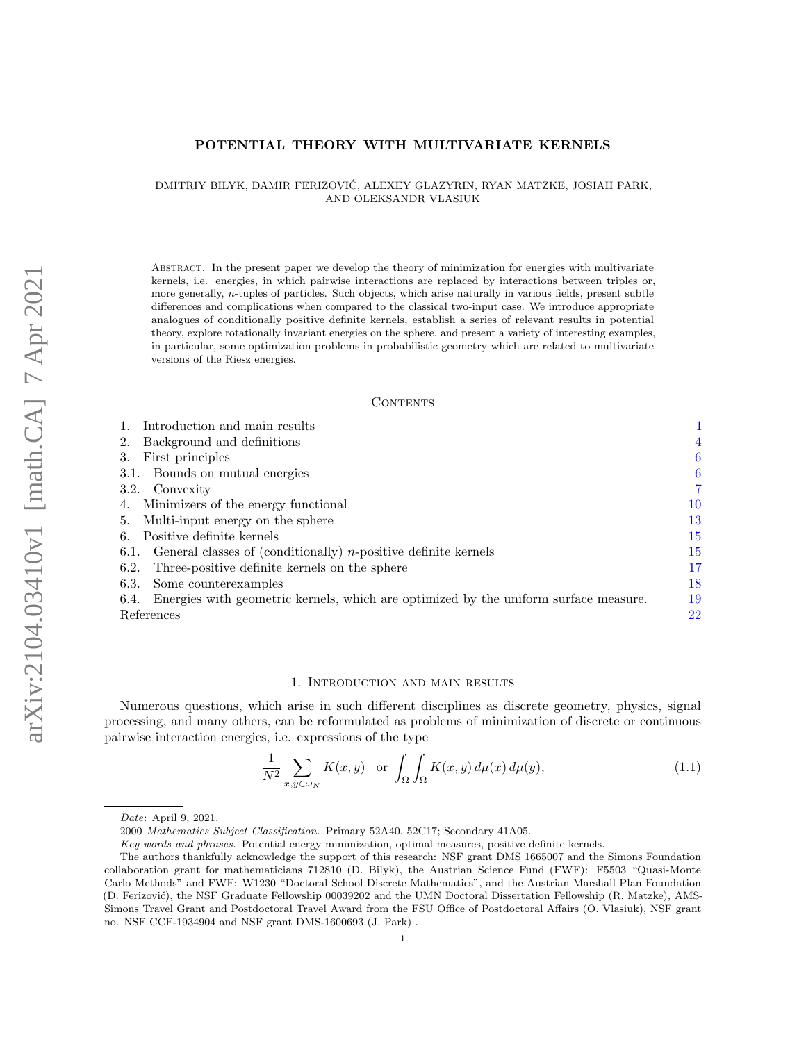# POTENTIAL THEORY WITH MULTIVARIATE KERNELS

DMITRIY BILYK, DAMIR FERIZOVIĆ, ALEXEY GLAZYRIN, RYAN MATZKE, JOSIAH PARK, AND OLEKSANDR VLASIUK

Abstract. In the present paper we develop the theory of minimization for energies with multivariate kernels, i.e. energies, in which pairwise interactions are replaced by interactions between triples or, more generally, $n$-tuples of particles. Such objects, which arise naturally in various fields, present subtle differences and complications when compared to the classical two-input case. We introduce appropriate analogues of conditionally positive definite kernels, establish a series of relevant results in potential theory, explore rotationally invariant energies on the sphere, and present a variety of interesting examples, in particular, some optimization problems in probabilistic geometry which are related to multivariate versions of the Riesz energies.

## Contents

1. Introduction and main results — 1
2. Background and definitions — 4
3. First principles — 6
3.1. Bounds on mutual energies — 6
3.2. Convexity — 7
4. Minimizers of the energy functional — 10
5. Multi-input energy on the sphere — 13
6. Positive definite kernels — 15
6.1. General classes of (conditionally) $n$-positive definite kernels — 15
6.2. Three-positive definite kernels on the sphere — 17
6.3. Some counterexamples — 18
6.4. Energies with geometric kernels, which are optimized by the uniform surface measure. — 19

References — 22

## 1. Introduction and main results

Numerous questions, which arise in such different disciplines as discrete geometry, physics, signal processing, and many others, can be reformulated as problems of minimization of discrete or continuous pairwise interaction energies, i.e. expressions of the type

$$\frac{1}{N^2}\sum_{x,y\in\omega_N} K(x,y) \quad \text{or} \quad \int_\Omega\int_\Omega K(x,y)\,d\mu(x)\,d\mu(y), \tag{1.1}$$

---

*Date*: April 9, 2021.

2000 *Mathematics Subject Classification.* Primary 52A40, 52C17; Secondary 41A05.

*Key words and phrases.* Potential energy minimization, optimal measures, positive definite kernels.

The authors thankfully acknowledge the support of this research: NSF grant DMS 1665007 and the Simons Foundation collaboration grant for mathematicians 712810 (D. Bilyk), the Austrian Science Fund (FWF): F5503 "Quasi-Monte Carlo Methods" and FWF: W1230 "Doctoral School Discrete Mathematics", and the Austrian Marshall Plan Foundation (D. Ferizović), the NSF Graduate Fellowship 00039202 and the UMN Doctoral Dissertation Fellowship (R. Matzke), AMS-Simons Travel Grant and Postdoctoral Travel Award from the FSU Office of Postdoctoral Affairs (O. Vlasiuk), NSF grant no. NSF CCF-1934904 and NSF grant DMS-1600693 (J. Park) .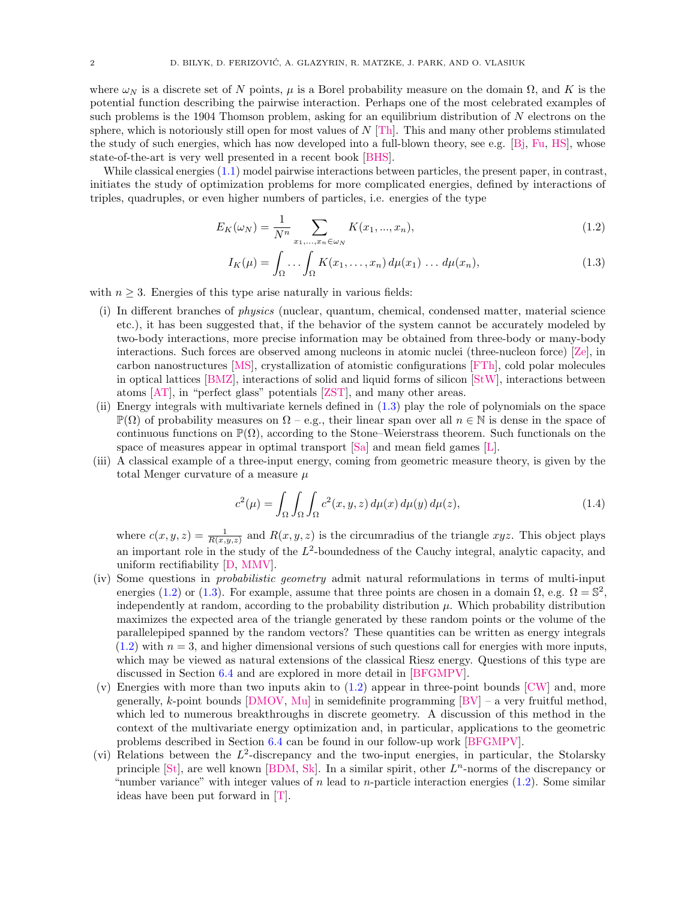where $\omega_N$ is a discrete set of $N$ points, $\mu$ is a Borel probability measure on the domain $\Omega$, and $K$ is the potential function describing the pairwise interaction. Perhaps one of the most celebrated examples of such problems is the 1904 Thomson problem, asking for an equilibrium distribution of $N$ electrons on the sphere, which is notoriously still open for most values of $N$ [Th]. This and many other problems stimulated the study of such energies, which has now developed into a full-blown theory, see e.g. [Bj, Fu, HS], whose state-of-the-art is very well presented in a recent book [BHS].

While classical energies (1.1) model pairwise interactions between particles, the present paper, in contrast, initiates the study of optimization problems for more complicated energies, defined by interactions of triples, quadruples, or even higher numbers of particles, i.e. energies of the type

$$E_K(\omega_N) = \frac{1}{N^n} \sum_{x_1,\dots,x_n \in \omega_N} K(x_1, ..., x_n), \tag{1.2}$$

$$I_K(\mu) = \int_\Omega \dots \int_\Omega K(x_1, \dots, x_n)\, d\mu(x_1)\, \dots\, d\mu(x_n), \tag{1.3}$$

with $n \geq 3$. Energies of this type arise naturally in various fields:

(i) In different branches of *physics* (nuclear, quantum, chemical, condensed matter, material science etc.), it has been suggested that, if the behavior of the system cannot be accurately modeled by two-body interactions, more precise information may be obtained from three-body or many-body interactions. Such forces are observed among nucleons in atomic nuclei (three-nucleon force) [Ze], in carbon nanostructures [MS], crystallization of atomistic configurations [FTh], cold polar molecules in optical lattices [BMZ], interactions of solid and liquid forms of silicon [StW], interactions between atoms [AT], in "perfect glass" potentials [ZST], and many other areas.

(ii) Energy integrals with multivariate kernels defined in (1.3) play the role of polynomials on the space $\mathbb{P}(\Omega)$ of probability measures on $\Omega$ – e.g., their linear span over all $n \in \mathbb{N}$ is dense in the space of continuous functions on $\mathbb{P}(\Omega)$, according to the Stone–Weierstrass theorem. Such functionals on the space of measures appear in optimal transport [Sa] and mean field games [L].

(iii) A classical example of a three-input energy, coming from geometric measure theory, is given by the total Menger curvature of a measure $\mu$

$$c^2(\mu) = \int_\Omega \int_\Omega \int_\Omega c^2(x, y, z)\, d\mu(x)\, d\mu(y)\, d\mu(z), \tag{1.4}$$

where $c(x, y, z) = \frac{1}{R(x,y,z)}$ and $R(x, y, z)$ is the circumradius of the triangle $xyz$. This object plays an important role in the study of the $L^2$-boundedness of the Cauchy integral, analytic capacity, and uniform rectifiability [D, MMV].

(iv) Some questions in *probabilistic geometry* admit natural reformulations in terms of multi-input energies (1.2) or (1.3). For example, assume that three points are chosen in a domain $\Omega$, e.g. $\Omega = \mathbb{S}^2$, independently at random, according to the probability distribution $\mu$. Which probability distribution maximizes the expected area of the triangle generated by these random points or the volume of the parallelepiped spanned by the random vectors? These quantities can be written as energy integrals (1.2) with $n = 3$, and higher dimensional versions of such questions call for energies with more inputs, which may be viewed as natural extensions of the classical Riesz energy. Questions of this type are discussed in Section 6.4 and are explored in more detail in [BFGMPV].

(v) Energies with more than two inputs akin to (1.2) appear in three-point bounds [CW] and, more generally, $k$-point bounds [DMOV, Mu] in semidefinite programming [BV] – a very fruitful method, which led to numerous breakthroughs in discrete geometry. A discussion of this method in the context of the multivariate energy optimization and, in particular, applications to the geometric problems described in Section 6.4 can be found in our follow-up work [BFGMPV].

(vi) Relations between the $L^2$-discrepancy and the two-input energies, in particular, the Stolarsky principle [St], are well known [BDM, Sk]. In a similar spirit, other $L^n$-norms of the discrepancy or "number variance" with integer values of $n$ lead to $n$-particle interaction energies (1.2). Some similar ideas have been put forward in [T].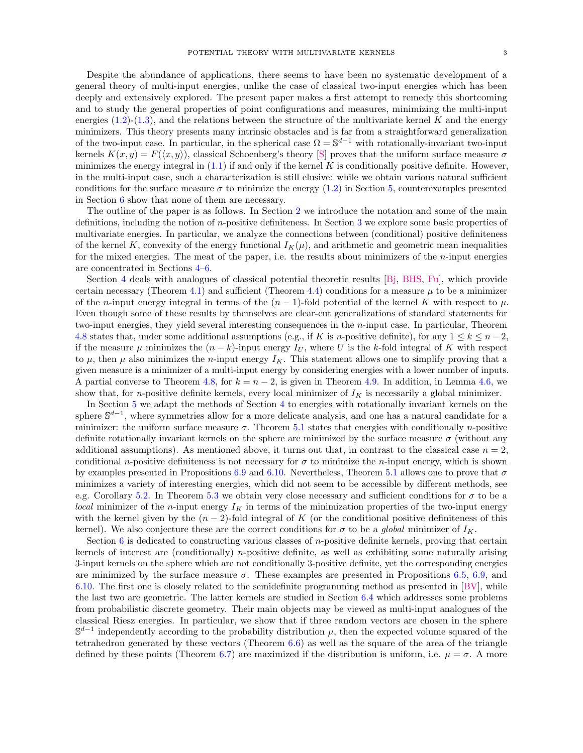Despite the abundance of applications, there seems to have been no systematic development of a general theory of multi-input energies, unlike the case of classical two-input energies which has been deeply and extensively explored. The present paper makes a first attempt to remedy this shortcoming and to study the general properties of point configurations and measures, minimizing the multi-input energies (1.2)-(1.3), and the relations between the structure of the multivariate kernel $K$ and the energy minimizers. This theory presents many intrinsic obstacles and is far from a straightforward generalization of the two-input case. In particular, in the spherical case $\Omega = \mathbb{S}^{d-1}$ with rotationally-invariant two-input kernels $K(x,y) = F(\langle x, y\rangle)$, classical Schoenberg's theory [S] proves that the uniform surface measure $\sigma$ minimizes the energy integral in (1.1) if and only if the kernel $K$ is conditionally positive definite. However, in the multi-input case, such a characterization is still elusive: while we obtain various natural sufficient conditions for the surface measure $\sigma$ to minimize the energy (1.2) in Section 5, counterexamples presented in Section 6 show that none of them are necessary.

The outline of the paper is as follows. In Section 2 we introduce the notation and some of the main definitions, including the notion of $n$-positive definiteness. In Section 3 we explore some basic properties of multivariate energies. In particular, we analyze the connections between (conditional) positive definiteness of the kernel $K$, convexity of the energy functional $I_K(\mu)$, and arithmetic and geometric mean inequalities for the mixed energies. The meat of the paper, i.e. the results about minimizers of the $n$-input energies are concentrated in Sections 4–6.

Section 4 deals with analogues of classical potential theoretic results [Bj, BHS, Fu], which provide certain necessary (Theorem 4.1) and sufficient (Theorem 4.4) conditions for a measure $\mu$ to be a minimizer of the $n$-input energy integral in terms of the $(n-1)$-fold potential of the kernel $K$ with respect to $\mu$. Even though some of these results by themselves are clear-cut generalizations of standard statements for two-input energies, they yield several interesting consequences in the $n$-input case. In particular, Theorem 4.8 states that, under some additional assumptions (e.g., if $K$ is $n$-positive definite), for any $1 \le k \le n-2$, if the measure $\mu$ minimizes the $(n-k)$-input energy $I_U$, where $U$ is the $k$-fold integral of $K$ with respect to $\mu$, then $\mu$ also minimizes the $n$-input energy $I_K$. This statement allows one to simplify proving that a given measure is a minimizer of a multi-input energy by considering energies with a lower number of inputs. A partial converse to Theorem 4.8, for $k = n-2$, is given in Theorem 4.9. In addition, in Lemma 4.6, we show that, for $n$-positive definite kernels, every local minimizer of $I_K$ is necessarily a global minimizer.

In Section 5 we adapt the methods of Section 4 to energies with rotationally invariant kernels on the sphere $\mathbb{S}^{d-1}$, where symmetries allow for a more delicate analysis, and one has a natural candidate for a minimizer: the uniform surface measure $\sigma$. Theorem 5.1 states that energies with conditionally $n$-positive definite rotationally invariant kernels on the sphere are minimized by the surface measure $\sigma$ (without any additional assumptions). As mentioned above, it turns out that, in contrast to the classical case $n = 2$, conditional $n$-positive definiteness is not necessary for $\sigma$ to minimize the $n$-input energy, which is shown by examples presented in Propositions 6.9 and 6.10. Nevertheless, Theorem 5.1 allows one to prove that $\sigma$ minimizes a variety of interesting energies, which did not seem to be accessible by different methods, see e.g. Corollary 5.2. In Theorem 5.3 we obtain very close necessary and sufficient conditions for $\sigma$ to be a *local* minimizer of the $n$-input energy $I_K$ in terms of the minimization properties of the two-input energy with the kernel given by the $(n-2)$-fold integral of $K$ (or the conditional positive definiteness of this kernel). We also conjecture these are the correct conditions for $\sigma$ to be a *global* minimizer of $I_K$.

Section 6 is dedicated to constructing various classes of $n$-positive definite kernels, proving that certain kernels of interest are (conditionally) $n$-positive definite, as well as exhibiting some naturally arising 3-input kernels on the sphere which are not conditionally 3-positive definite, yet the corresponding energies are minimized by the surface measure $\sigma$. These examples are presented in Propositions 6.5, 6.9, and 6.10. The first one is closely related to the semidefinite programming method as presented in [BV], while the last two are geometric. The latter kernels are studied in Section 6.4 which addresses some problems from probabilistic discrete geometry. Their main objects may be viewed as multi-input analogues of the classical Riesz energies. In particular, we show that if three random vectors are chosen in the sphere $\mathbb{S}^{d-1}$ independently according to the probability distribution $\mu$, then the expected volume squared of the tetrahedron generated by these vectors (Theorem 6.6) as well as the square of the area of the triangle defined by these points (Theorem 6.7) are maximized if the distribution is uniform, i.e. $\mu = \sigma$. A more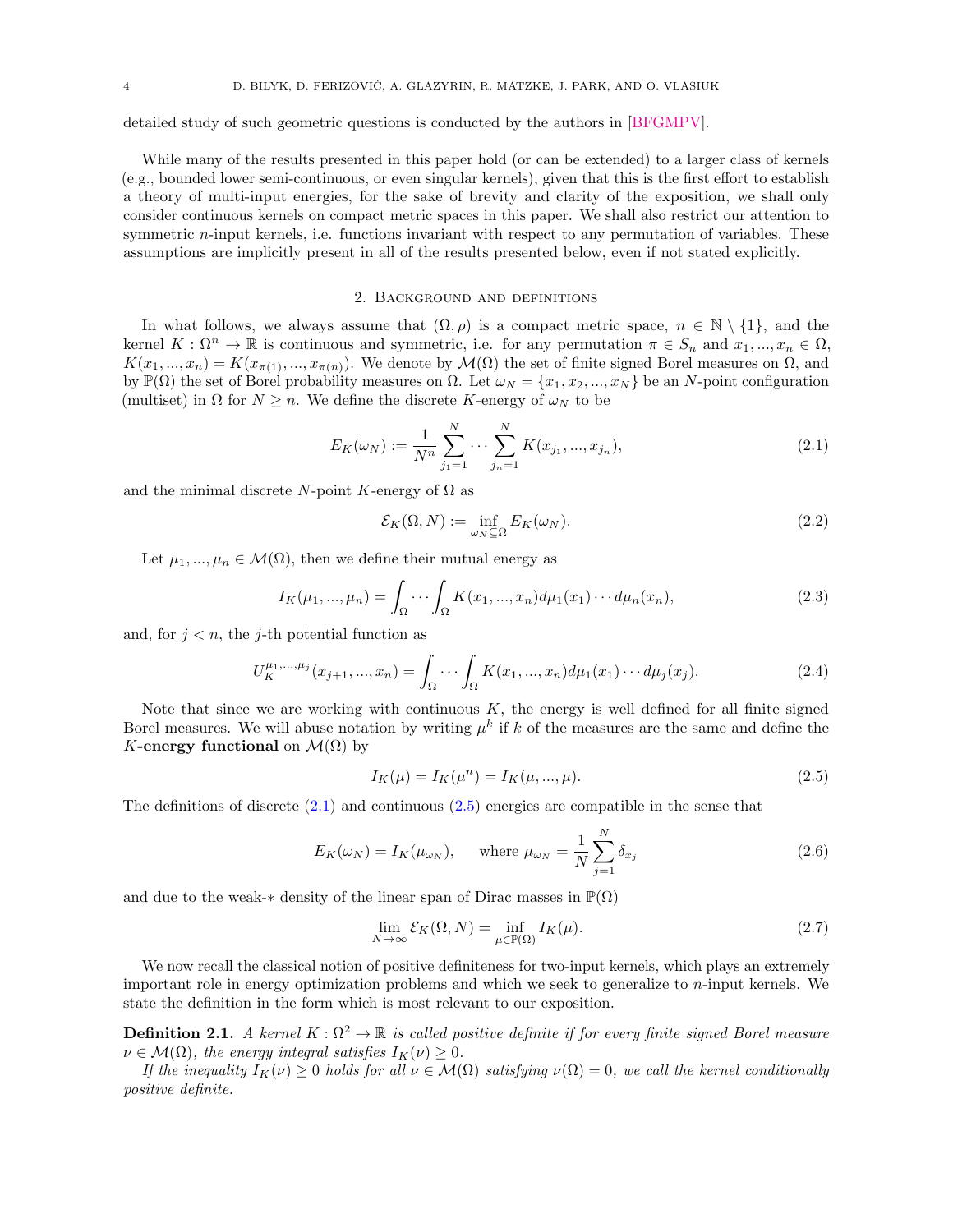detailed study of such geometric questions is conducted by the authors in [BFGMPV].

While many of the results presented in this paper hold (or can be extended) to a larger class of kernels (e.g., bounded lower semi-continuous, or even singular kernels), given that this is the first effort to establish a theory of multi-input energies, for the sake of brevity and clarity of the exposition, we shall only consider continuous kernels on compact metric spaces in this paper. We shall also restrict our attention to symmetric $n$-input kernels, i.e. functions invariant with respect to any permutation of variables. These assumptions are implicitly present in all of the results presented below, even if not stated explicitly.

## 2. Background and definitions

In what follows, we always assume that $(\Omega, \rho)$ is a compact metric space, $n \in \mathbb{N} \setminus \{1\}$, and the kernel $K : \Omega^n \to \mathbb{R}$ is continuous and symmetric, i.e. for any permutation $\pi \in S_n$ and $x_1, ..., x_n \in \Omega$, $K(x_1, ..., x_n) = K(x_{\pi(1)}, ..., x_{\pi(n)})$. We denote by $\mathcal{M}(\Omega)$ the set of finite signed Borel measures on $\Omega$, and by $\mathbb{P}(\Omega)$ the set of Borel probability measures on $\Omega$. Let $\omega_N = \{x_1, x_2, ..., x_N\}$ be an $N$-point configuration (multiset) in $\Omega$ for $N \geq n$. We define the discrete $K$-energy of $\omega_N$ to be

$$E_K(\omega_N) := \frac{1}{N^n} \sum_{j_1=1}^{N} \cdots \sum_{j_n=1}^{N} K(x_{j_1}, ..., x_{j_n}), \tag{2.1}$$

and the minimal discrete $N$-point $K$-energy of $\Omega$ as

$$\mathcal{E}_K(\Omega, N) := \inf_{\omega_N \subseteq \Omega} E_K(\omega_N). \tag{2.2}$$

Let $\mu_1, ..., \mu_n \in \mathcal{M}(\Omega)$, then we define their mutual energy as

$$I_K(\mu_1, ..., \mu_n) = \int_\Omega \cdots \int_\Omega K(x_1, ..., x_n) d\mu_1(x_1) \cdots d\mu_n(x_n), \tag{2.3}$$

and, for $j < n$, the $j$-th potential function as

$$U_K^{\mu_1, ..., \mu_j}(x_{j+1}, ..., x_n) = \int_\Omega \cdots \int_\Omega K(x_1, ..., x_n) d\mu_1(x_1) \cdots d\mu_j(x_j). \tag{2.4}$$

Note that since we are working with continuous $K$, the energy is well defined for all finite signed Borel measures. We will abuse notation by writing $\mu^k$ if $k$ of the measures are the same and define the $K$**-energy functional** on $\mathcal{M}(\Omega)$ by

$$I_K(\mu) = I_K(\mu^n) = I_K(\mu, ..., \mu). \tag{2.5}$$

The definitions of discrete (2.1) and continuous (2.5) energies are compatible in the sense that

$$E_K(\omega_N) = I_K(\mu_{\omega_N}), \qquad \text{where } \mu_{\omega_N} = \frac{1}{N} \sum_{j=1}^{N} \delta_{x_j} \tag{2.6}$$

and due to the weak-$*$ density of the linear span of Dirac masses in $\mathbb{P}(\Omega)$

$$\lim_{N \to \infty} \mathcal{E}_K(\Omega, N) = \inf_{\mu \in \mathbb{P}(\Omega)} I_K(\mu). \tag{2.7}$$

We now recall the classical notion of positive definiteness for two-input kernels, which plays an extremely important role in energy optimization problems and which we seek to generalize to $n$-input kernels. We state the definition in the form which is most relevant to our exposition.

**Definition 2.1.** *A kernel $K : \Omega^2 \to \mathbb{R}$ is called positive definite if for every finite signed Borel measure $\nu \in \mathcal{M}(\Omega)$, the energy integral satisfies $I_K(\nu) \geq 0$.*

*If the inequality $I_K(\nu) \geq 0$ holds for all $\nu \in \mathcal{M}(\Omega)$ satisfying $\nu(\Omega) = 0$, we call the kernel conditionally positive definite.*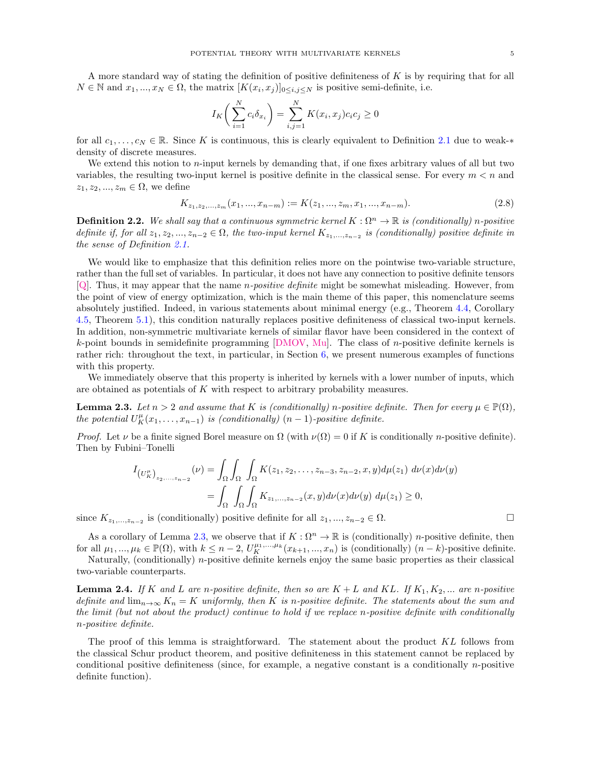A more standard way of stating the definition of positive definiteness of $K$ is by requiring that for all $N \in \mathbb{N}$ and $x_1, ..., x_N \in \Omega$, the matrix $[K(x_i, x_j)]_{0 \le i,j \le N}$ is positive semi-definite, i.e.

$$I_K\bigg(\sum_{i=1}^{N} c_i \delta_{x_i}\bigg) = \sum_{i,j=1}^{N} K(x_i, x_j) c_i c_j \ge 0$$

for all $c_1, \ldots, c_N \in \mathbb{R}$. Since $K$ is continuous, this is clearly equivalent to Definition 2.1 due to weak-$*$ density of discrete measures.

We extend this notion to $n$-input kernels by demanding that, if one fixes arbitrary values of all but two variables, the resulting two-input kernel is positive definite in the classical sense. For every $m < n$ and $z_1, z_2, ..., z_m \in \Omega$, we define

$$K_{z_1, z_2, ..., z_m}(x_1, ..., x_{n-m}) := K(z_1, ..., z_m, x_1, ..., x_{n-m}). \tag{2.8}$$

**Definition 2.2.** *We shall say that a continuous symmetric kernel $K : \Omega^n \to \mathbb{R}$ is (conditionally) $n$-positive definite if, for all $z_1, z_2, ..., z_{n-2} \in \Omega$, the two-input kernel $K_{z_1, ..., z_{n-2}}$ is (conditionally) positive definite in the sense of Definition 2.1.*

We would like to emphasize that this definition relies more on the pointwise two-variable structure, rather than the full set of variables. In particular, it does not have any connection to positive definite tensors [Q]. Thus, it may appear that the name *$n$-positive definite* might be somewhat misleading. However, from the point of view of energy optimization, which is the main theme of this paper, this nomenclature seems absolutely justified. Indeed, in various statements about minimal energy (e.g., Theorem 4.4, Corollary 4.5, Theorem 5.1), this condition naturally replaces positive definiteness of classical two-input kernels. In addition, non-symmetric multivariate kernels of similar flavor have been considered in the context of $k$-point bounds in semidefinite programming [DMOV, Mu]. The class of $n$-positive definite kernels is rather rich: throughout the text, in particular, in Section 6, we present numerous examples of functions with this property.

We immediately observe that this property is inherited by kernels with a lower number of inputs, which are obtained as potentials of $K$ with respect to arbitrary probability measures.

**Lemma 2.3.** *Let $n > 2$ and assume that $K$ is (conditionally) $n$-positive definite. Then for every $\mu \in \mathbb{P}(\Omega)$, the potential $U_K^{\mu}(x_1, \ldots, x_{n-1})$ is (conditionally) $(n-1)$-positive definite.*

*Proof.* Let $\nu$ be a finite signed Borel measure on $\Omega$ (with $\nu(\Omega) = 0$ if $K$ is conditionally $n$-positive definite). Then by Fubini–Tonelli

$$\begin{aligned} I_{(U_K^{\mu})_{z_2, \ldots, z_{n-2}}}(\nu) &= \int_\Omega \int_\Omega \int_\Omega K(z_1, z_2, \ldots, z_{n-3}, z_{n-2}, x, y) d\mu(z_1)\ d\nu(x) d\nu(y) \\ &= \int_\Omega \int_\Omega \int_\Omega K_{z_1, \ldots, z_{n-2}}(x, y) d\nu(x) d\nu(y)\ d\mu(z_1) \ge 0, \end{aligned}$$

since $K_{z_1, ..., z_{n-2}}$ is (conditionally) positive definite for all $z_1, ..., z_{n-2} \in \Omega$. $\square$

As a corollary of Lemma 2.3, we observe that if $K : \Omega^n \to \mathbb{R}$ is (conditionally) $n$-positive definite, then for all $\mu_1, ..., \mu_k \in \mathbb{P}(\Omega)$, with $k \le n-2$, $U_K^{\mu_1, ..., \mu_k}(x_{k+1}, ..., x_n)$ is (conditionally) $(n-k)$-positive definite.

Naturally, (conditionally) $n$-positive definite kernels enjoy the same basic properties as their classical two-variable counterparts.

**Lemma 2.4.** *If $K$ and $L$ are $n$-positive definite, then so are $K + L$ and $KL$. If $K_1, K_2, ...$ are $n$-positive definite and $\lim_{n \to \infty} K_n = K$ uniformly, then $K$ is $n$-positive definite. The statements about the sum and the limit (but not about the product) continue to hold if we replace $n$-positive definite with conditionally $n$-positive definite.*

The proof of this lemma is straightforward. The statement about the product $KL$ follows from the classical Schur product theorem, and positive definiteness in this statement cannot be replaced by conditional positive definiteness (since, for example, a negative constant is a conditionally $n$-positive definite function).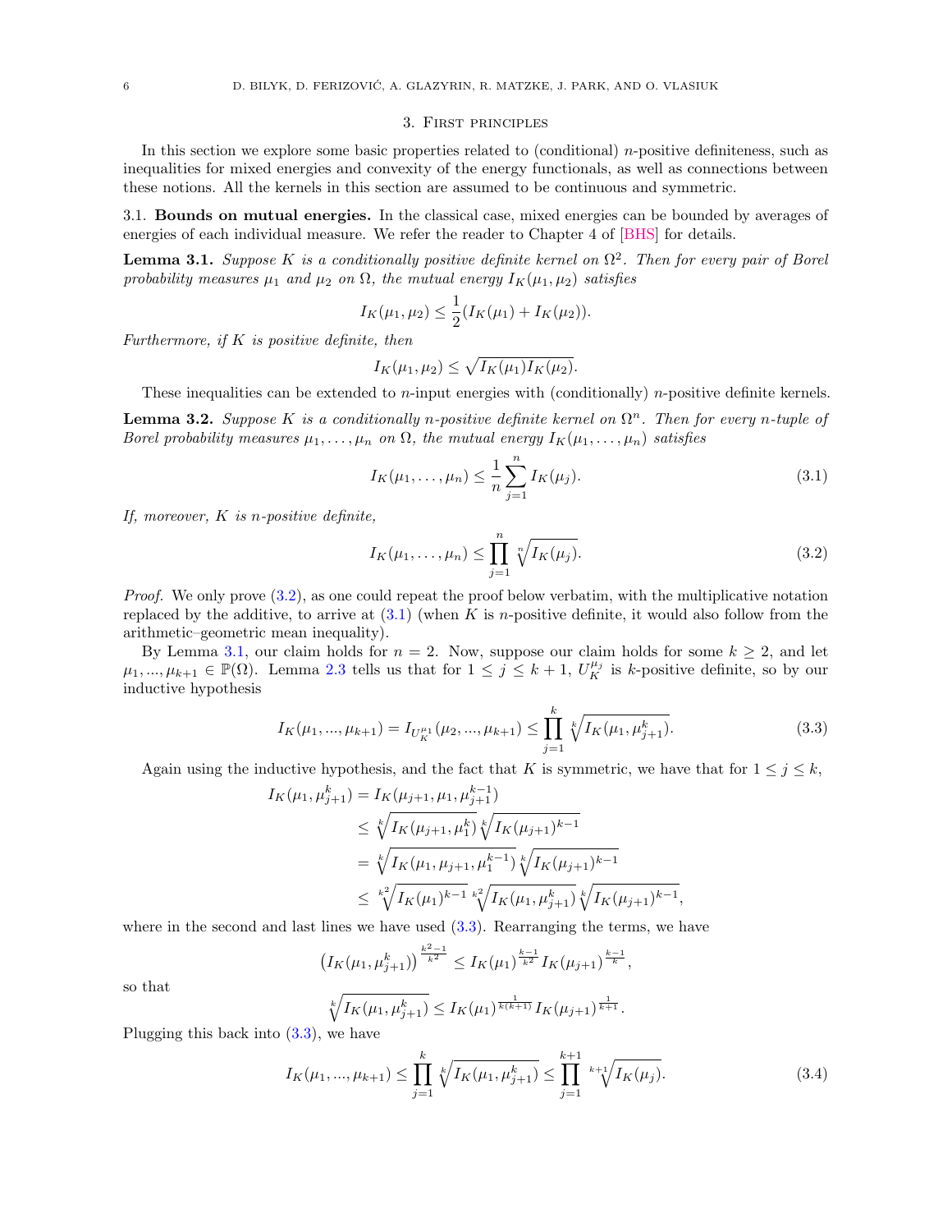## 3. First principles

In this section we explore some basic properties related to (conditional) $n$-positive definiteness, such as inequalities for mixed energies and convexity of the energy functionals, as well as connections between these notions. All the kernels in this section are assumed to be continuous and symmetric.

### 3.1. Bounds on mutual energies.

In the classical case, mixed energies can be bounded by averages of energies of each individual measure. We refer the reader to Chapter 4 of [BHS] for details.

**Lemma 3.1.** *Suppose $K$ is a conditionally positive definite kernel on $\Omega^2$. Then for every pair of Borel probability measures $\mu_1$ and $\mu_2$ on $\Omega$, the mutual energy $I_K(\mu_1, \mu_2)$ satisfies*

$$I_K(\mu_1, \mu_2) \le \frac{1}{2}(I_K(\mu_1) + I_K(\mu_2)).$$

*Furthermore, if $K$ is positive definite, then*

$$I_K(\mu_1, \mu_2) \le \sqrt{I_K(\mu_1) I_K(\mu_2)}.$$

These inequalities can be extended to $n$-input energies with (conditionally) $n$-positive definite kernels.

**Lemma 3.2.** *Suppose $K$ is a conditionally $n$-positive definite kernel on $\Omega^n$. Then for every $n$-tuple of Borel probability measures $\mu_1, \dots, \mu_n$ on $\Omega$, the mutual energy $I_K(\mu_1, \dots, \mu_n)$ satisfies*

$$I_K(\mu_1, \dots, \mu_n) \le \frac{1}{n} \sum_{j=1}^{n} I_K(\mu_j). \tag{3.1}$$

*If, moreover, $K$ is $n$-positive definite,*

$$I_K(\mu_1, \dots, \mu_n) \le \prod_{j=1}^{n} \sqrt[n]{I_K(\mu_j)}. \tag{3.2}$$

*Proof.* We only prove (3.2), as one could repeat the proof below verbatim, with the multiplicative notation replaced by the additive, to arrive at (3.1) (when $K$ is $n$-positive definite, it would also follow from the arithmetic–geometric mean inequality).

By Lemma 3.1, our claim holds for $n = 2$. Now, suppose our claim holds for some $k \ge 2$, and let $\mu_1, ..., \mu_{k+1} \in \mathbb{P}(\Omega)$. Lemma 2.3 tells us that for $1 \le j \le k+1$, $U_K^{\mu_j}$ is $k$-positive definite, so by our inductive hypothesis

$$I_K(\mu_1, ..., \mu_{k+1}) = I_{U_K^{\mu_1}}(\mu_2, ..., \mu_{k+1}) \le \prod_{j=1}^{k} \sqrt[k]{I_K(\mu_1, \mu_{j+1}^k)}. \tag{3.3}$$

Again using the inductive hypothesis, and the fact that $K$ is symmetric, we have that for $1 \le j \le k$,

$$\begin{aligned}
I_K(\mu_1, \mu_{j+1}^k) &= I_K(\mu_{j+1}, \mu_1, \mu_{j+1}^{k-1}) \\
&\le \sqrt[k]{I_K(\mu_{j+1}, \mu_1^k)} \sqrt[k]{I_K(\mu_{j+1})^{k-1}} \\
&= \sqrt[k]{I_K(\mu_1, \mu_{j+1}, \mu_1^{k-1})} \sqrt[k]{I_K(\mu_{j+1})^{k-1}} \\
&\le \sqrt[k^2]{I_K(\mu_1)^{k-1}} \sqrt[k^2]{I_K(\mu_1, \mu_{j+1}^k)} \sqrt[k]{I_K(\mu_{j+1})^{k-1}},
\end{aligned}$$

where in the second and last lines we have used (3.3). Rearranging the terms, we have

$$\left(I_K(\mu_1, \mu_{j+1}^k)\right)^{\frac{k^2-1}{k^2}} \le I_K(\mu_1)^{\frac{k-1}{k^2}} I_K(\mu_{j+1})^{\frac{k-1}{k}},$$

so that

$$\sqrt[k]{I_K(\mu_1, \mu_{j+1}^k)} \le I_K(\mu_1)^{\frac{1}{k(k+1)}} I_K(\mu_{j+1})^{\frac{1}{k+1}}.$$

Plugging this back into (3.3), we have

$$I_K(\mu_1, ..., \mu_{k+1}) \le \prod_{j=1}^{k} \sqrt[k]{I_K(\mu_1, \mu_{j+1}^k)} \le \prod_{j=1}^{k+1} \sqrt[k+1]{I_K(\mu_j)}. \tag{3.4}$$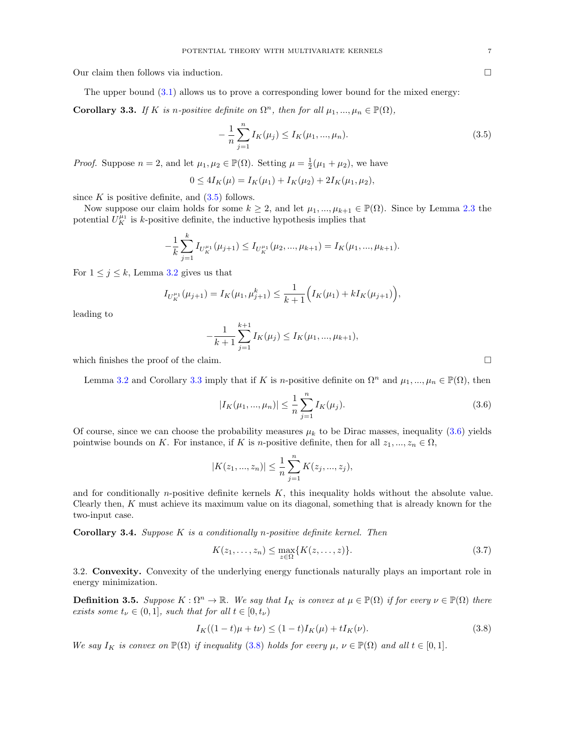Our claim then follows via induction. □

The upper bound (3.1) allows us to prove a corresponding lower bound for the mixed energy:

**Corollary 3.3.** *If $K$ is $n$-positive definite on $\Omega^n$, then for all $\mu_1, ..., \mu_n \in \mathbb{P}(\Omega)$,*

$$-\frac{1}{n}\sum_{j=1}^{n} I_K(\mu_j) \leq I_K(\mu_1, ..., \mu_n). \tag{3.5}$$

*Proof.* Suppose $n = 2$, and let $\mu_1, \mu_2 \in \mathbb{P}(\Omega)$. Setting $\mu = \frac{1}{2}(\mu_1 + \mu_2)$, we have

$$0 \leq 4I_K(\mu) = I_K(\mu_1) + I_K(\mu_2) + 2I_K(\mu_1, \mu_2),$$

since $K$ is positive definite, and (3.5) follows.

Now suppose our claim holds for some $k \geq 2$, and let $\mu_1, ..., \mu_{k+1} \in \mathbb{P}(\Omega)$. Since by Lemma 2.3 the potential $U_K^{\mu_1}$ is $k$-positive definite, the inductive hypothesis implies that

$$-\frac{1}{k}\sum_{j=1}^{k} I_{U_K^{\mu_1}}(\mu_{j+1}) \leq I_{U_K^{\mu_1}}(\mu_2, ..., \mu_{k+1}) = I_K(\mu_1, ..., \mu_{k+1}).$$

For $1 \leq j \leq k$, Lemma 3.2 gives us that

$$I_{U_K^{\mu_1}}(\mu_{j+1}) = I_K(\mu_1, \mu_{j+1}^k) \leq \frac{1}{k+1}\Big(I_K(\mu_1) + kI_K(\mu_{j+1})\Big),$$

leading to

$$-\frac{1}{k+1}\sum_{j=1}^{k+1} I_K(\mu_j) \leq I_K(\mu_1, ..., \mu_{k+1}),$$

which finishes the proof of the claim. □

Lemma 3.2 and Corollary 3.3 imply that if $K$ is $n$-positive definite on $\Omega^n$ and $\mu_1, ..., \mu_n \in \mathbb{P}(\Omega)$, then

$$|I_K(\mu_1, ..., \mu_n)| \leq \frac{1}{n}\sum_{j=1}^{n} I_K(\mu_j). \tag{3.6}$$

Of course, since we can choose the probability measures $\mu_k$ to be Dirac masses, inequality (3.6) yields pointwise bounds on $K$. For instance, if $K$ is $n$-positive definite, then for all $z_1, ..., z_n \in \Omega$,

$$|K(z_1, ..., z_n)| \leq \frac{1}{n}\sum_{j=1}^{n} K(z_j, ..., z_j),$$

and for conditionally $n$-positive definite kernels $K$, this inequality holds without the absolute value. Clearly then, $K$ must achieve its maximum value on its diagonal, something that is already known for the two-input case.

**Corollary 3.4.** *Suppose $K$ is a conditionally $n$-positive definite kernel. Then*

$$K(z_1, \ldots, z_n) \leq \max_{z\in\Omega}\{K(z, \ldots, z)\}. \tag{3.7}$$

3.2. **Convexity.** Convexity of the underlying energy functionals naturally plays an important role in energy minimization.

**Definition 3.5.** *Suppose $K : \Omega^n \to \mathbb{R}$. We say that $I_K$ is convex at $\mu \in \mathbb{P}(\Omega)$ if for every $\nu \in \mathbb{P}(\Omega)$ there exists some $t_\nu \in (0, 1]$, such that for all $t \in [0, t_\nu)$*

$$I_K((1-t)\mu + t\nu) \leq (1-t)I_K(\mu) + tI_K(\nu). \tag{3.8}$$

*We say $I_K$ is convex on $\mathbb{P}(\Omega)$ if inequality (3.8) holds for every $\mu$, $\nu \in \mathbb{P}(\Omega)$ and all $t \in [0, 1]$.*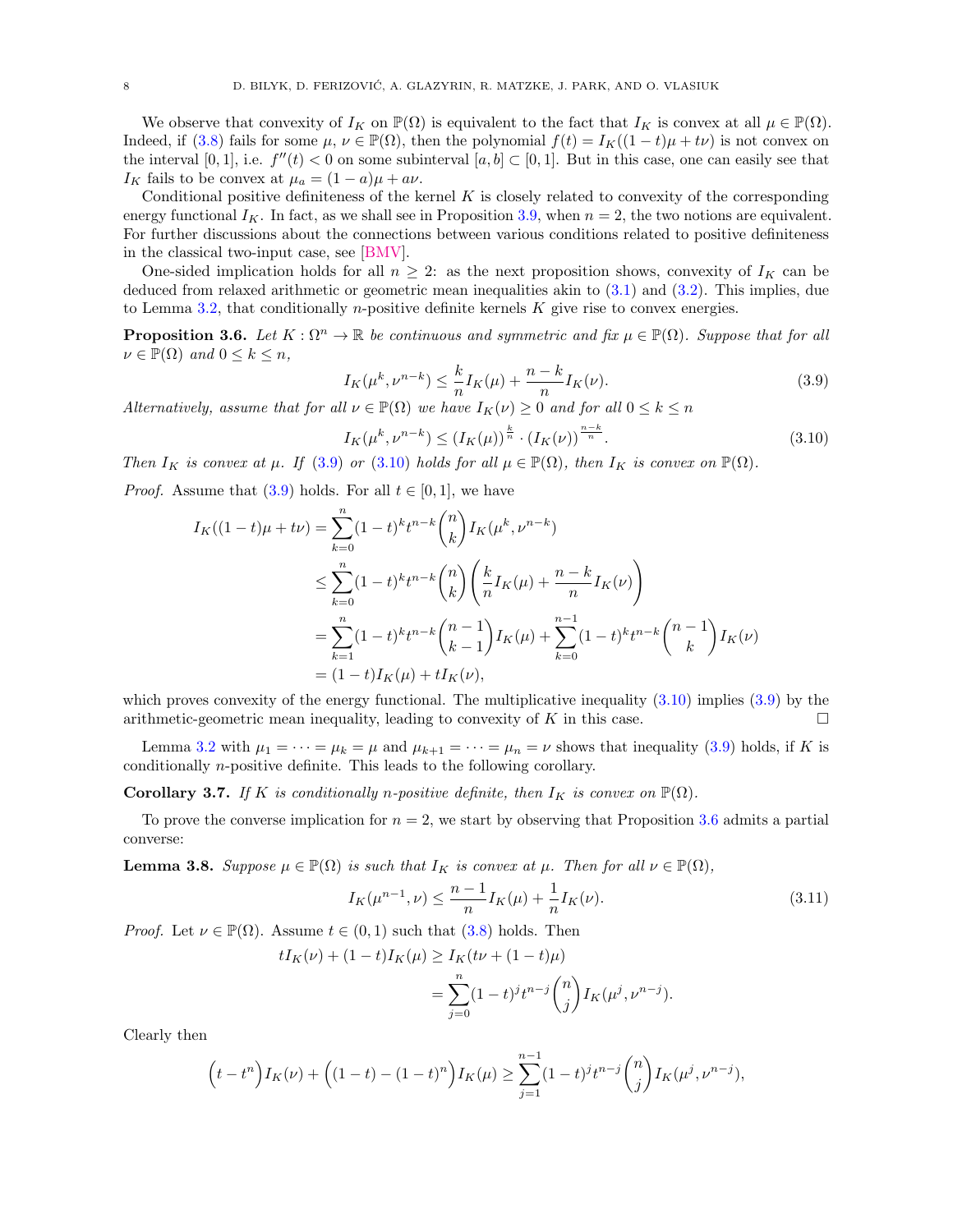We observe that convexity of $I_K$ on $\mathbb{P}(\Omega)$ is equivalent to the fact that $I_K$ is convex at all $\mu \in \mathbb{P}(\Omega)$. Indeed, if (3.8) fails for some $\mu, \nu \in \mathbb{P}(\Omega)$, then the polynomial $f(t) = I_K((1-t)\mu + t\nu)$ is not convex on the interval $[0,1]$, i.e. $f''(t) < 0$ on some subinterval $[a,b] \subset [0,1]$. But in this case, one can easily see that $I_K$ fails to be convex at $\mu_a = (1-a)\mu + a\nu$.

Conditional positive definiteness of the kernel $K$ is closely related to convexity of the corresponding energy functional $I_K$. In fact, as we shall see in Proposition 3.9, when $n = 2$, the two notions are equivalent. For further discussions about the connections between various conditions related to positive definiteness in the classical two-input case, see [BMV].

One-sided implication holds for all $n \geq 2$: as the next proposition shows, convexity of $I_K$ can be deduced from relaxed arithmetic or geometric mean inequalities akin to (3.1) and (3.2). This implies, due to Lemma 3.2, that conditionally $n$-positive definite kernels $K$ give rise to convex energies.

**Proposition 3.6.** *Let $K : \Omega^n \to \mathbb{R}$ be continuous and symmetric and fix $\mu \in \mathbb{P}(\Omega)$. Suppose that for all $\nu \in \mathbb{P}(\Omega)$ and $0 \leq k \leq n$,*

$$I_K(\mu^k, \nu^{n-k}) \leq \frac{k}{n} I_K(\mu) + \frac{n-k}{n} I_K(\nu). \tag{3.9}$$

*Alternatively, assume that for all $\nu \in \mathbb{P}(\Omega)$ we have $I_K(\nu) \geq 0$ and for all $0 \leq k \leq n$*

$$I_K(\mu^k, \nu^{n-k}) \leq (I_K(\mu))^{\frac{k}{n}} \cdot (I_K(\nu))^{\frac{n-k}{n}}. \tag{3.10}$$

*Then $I_K$ is convex at $\mu$. If (3.9) or (3.10) holds for all $\mu \in \mathbb{P}(\Omega)$, then $I_K$ is convex on $\mathbb{P}(\Omega)$.*

*Proof.* Assume that (3.9) holds. For all $t \in [0,1]$, we have

$$\begin{aligned}
I_K((1-t)\mu + t\nu) &= \sum_{k=0}^{n} (1-t)^k t^{n-k} \binom{n}{k} I_K(\mu^k, \nu^{n-k}) \\
&\leq \sum_{k=0}^{n} (1-t)^k t^{n-k} \binom{n}{k} \left( \frac{k}{n} I_K(\mu) + \frac{n-k}{n} I_K(\nu) \right) \\
&= \sum_{k=1}^{n} (1-t)^k t^{n-k} \binom{n-1}{k-1} I_K(\mu) + \sum_{k=0}^{n-1} (1-t)^k t^{n-k} \binom{n-1}{k} I_K(\nu) \\
&= (1-t) I_K(\mu) + t I_K(\nu),
\end{aligned}$$

which proves convexity of the energy functional. The multiplicative inequality (3.10) implies (3.9) by the arithmetic-geometric mean inequality, leading to convexity of $K$ in this case. $\square$

Lemma 3.2 with $\mu_1 = \cdots = \mu_k = \mu$ and $\mu_{k+1} = \cdots = \mu_n = \nu$ shows that inequality (3.9) holds, if $K$ is conditionally $n$-positive definite. This leads to the following corollary.

**Corollary 3.7.** *If $K$ is conditionally $n$-positive definite, then $I_K$ is convex on $\mathbb{P}(\Omega)$.*

To prove the converse implication for $n = 2$, we start by observing that Proposition 3.6 admits a partial converse:

**Lemma 3.8.** *Suppose $\mu \in \mathbb{P}(\Omega)$ is such that $I_K$ is convex at $\mu$. Then for all $\nu \in \mathbb{P}(\Omega)$,*

$$I_K(\mu^{n-1}, \nu) \leq \frac{n-1}{n} I_K(\mu) + \frac{1}{n} I_K(\nu). \tag{3.11}$$

*Proof.* Let $\nu \in \mathbb{P}(\Omega)$. Assume $t \in (0,1)$ such that (3.8) holds. Then

$$\begin{aligned}
t I_K(\nu) + (1-t) I_K(\mu) &\geq I_K(t\nu + (1-t)\mu) \\
&= \sum_{j=0}^{n} (1-t)^j t^{n-j} \binom{n}{j} I_K(\mu^j, \nu^{n-j}).
\end{aligned}$$

Clearly then

$$\Big(t - t^n\Big) I_K(\nu) + \Big((1-t) - (1-t)^n\Big) I_K(\mu) \geq \sum_{j=1}^{n-1} (1-t)^j t^{n-j} \binom{n}{j} I_K(\mu^j, \nu^{n-j}),$$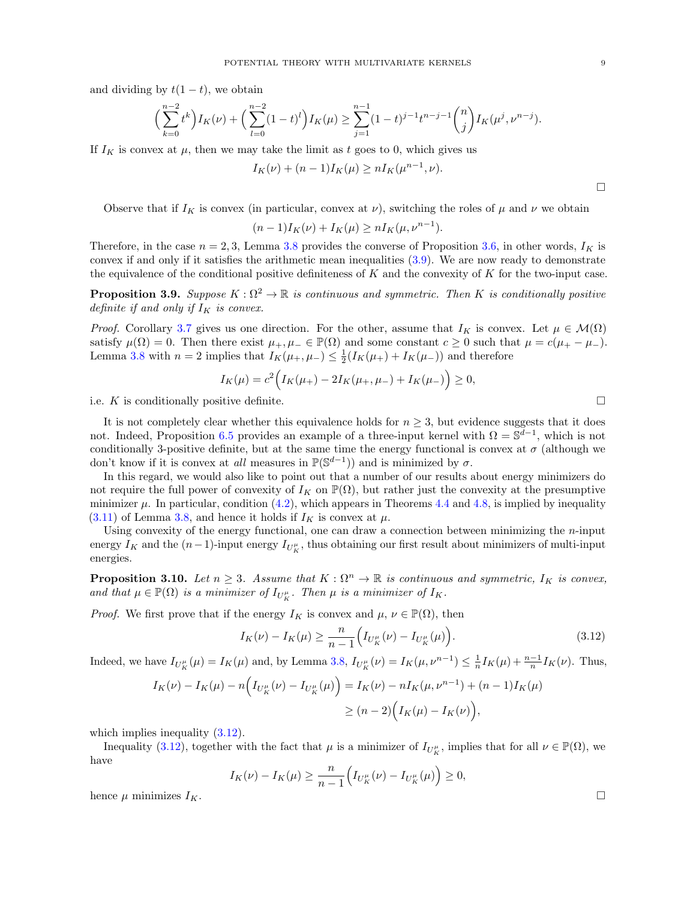and dividing by $t(1-t)$, we obtain

$$\Big(\sum_{k=0}^{n-2} t^k\Big) I_K(\nu) + \Big(\sum_{l=0}^{n-2}(1-t)^l\Big) I_K(\mu) \geq \sum_{j=1}^{n-1}(1-t)^{j-1}t^{n-j-1}\binom{n}{j} I_K(\mu^j, \nu^{n-j}).$$

If $I_K$ is convex at $\mu$, then we may take the limit as $t$ goes to 0, which gives us

$$I_K(\nu) + (n-1)I_K(\mu) \geq nI_K(\mu^{n-1}, \nu).$$

□

Observe that if $I_K$ is convex (in particular, convex at $\nu$), switching the roles of $\mu$ and $\nu$ we obtain

$$(n-1)I_K(\nu) + I_K(\mu) \geq nI_K(\mu, \nu^{n-1}).$$

Therefore, in the case $n = 2, 3$, Lemma 3.8 provides the converse of Proposition 3.6, in other words, $I_K$ is convex if and only if it satisfies the arithmetic mean inequalities (3.9). We are now ready to demonstrate the equivalence of the conditional positive definiteness of $K$ and the convexity of $K$ for the two-input case.

**Proposition 3.9.** *Suppose $K : \Omega^2 \to \mathbb{R}$ is continuous and symmetric. Then $K$ is conditionally positive definite if and only if $I_K$ is convex.*

*Proof.* Corollary 3.7 gives us one direction. For the other, assume that $I_K$ is convex. Let $\mu \in \mathcal{M}(\Omega)$ satisfy $\mu(\Omega) = 0$. Then there exist $\mu_+, \mu_- \in \mathbb{P}(\Omega)$ and some constant $c \geq 0$ such that $\mu = c(\mu_+ - \mu_-)$. Lemma 3.8 with $n = 2$ implies that $I_K(\mu_+, \mu_-) \leq \frac{1}{2}(I_K(\mu_+) + I_K(\mu_-))$ and therefore

$$I_K(\mu) = c^2\Big(I_K(\mu_+) - 2I_K(\mu_+, \mu_-) + I_K(\mu_-)\Big) \geq 0,$$

i.e. $K$ is conditionally positive definite. □

It is not completely clear whether this equivalence holds for $n \geq 3$, but evidence suggests that it does not. Indeed, Proposition 6.5 provides an example of a three-input kernel with $\Omega = \mathbb{S}^{d-1}$, which is not conditionally 3-positive definite, but at the same time the energy functional is convex at $\sigma$ (although we don't know if it is convex at *all* measures in $\mathbb{P}(\mathbb{S}^{d-1})$) and is minimized by $\sigma$.

In this regard, we would also like to point out that a number of our results about energy minimizers do not require the full power of convexity of $I_K$ on $\mathbb{P}(\Omega)$, but rather just the convexity at the presumptive minimizer $\mu$. In particular, condition (4.2), which appears in Theorems 4.4 and 4.8, is implied by inequality (3.11) of Lemma 3.8, and hence it holds if $I_K$ is convex at $\mu$.

Using convexity of the energy functional, one can draw a connection between minimizing the $n$-input energy $I_K$ and the $(n-1)$-input energy $I_{U_K^\mu}$, thus obtaining our first result about minimizers of multi-input energies.

**Proposition 3.10.** *Let $n \geq 3$. Assume that $K : \Omega^n \to \mathbb{R}$ is continuous and symmetric, $I_K$ is convex, and that $\mu \in \mathbb{P}(\Omega)$ is a minimizer of $I_{U_K^\mu}$. Then $\mu$ is a minimizer of $I_K$.*

*Proof.* We first prove that if the energy $I_K$ is convex and $\mu$, $\nu \in \mathbb{P}(\Omega)$, then

$$I_K(\nu) - I_K(\mu) \geq \frac{n}{n-1}\Big(I_{U_K^\mu}(\nu) - I_{U_K^\mu}(\mu)\Big). \tag{3.12}$$

Indeed, we have $I_{U_K^\mu}(\mu) = I_K(\mu)$ and, by Lemma 3.8, $I_{U_K^\mu}(\nu) = I_K(\mu, \nu^{n-1}) \leq \frac{1}{n}I_K(\mu) + \frac{n-1}{n}I_K(\nu)$. Thus,

$$\begin{aligned} I_K(\nu) - I_K(\mu) - n\Big(I_{U_K^\mu}(\nu) - I_{U_K^\mu}(\mu)\Big) &= I_K(\nu) - nI_K(\mu, \nu^{n-1}) + (n-1)I_K(\mu) \\ &\geq (n-2)\Big(I_K(\mu) - I_K(\nu)\Big), \end{aligned}$$

which implies inequality (3.12).

Inequality (3.12), together with the fact that $\mu$ is a minimizer of $I_{U_K^\mu}$, implies that for all $\nu \in \mathbb{P}(\Omega)$, we have

$$I_K(\nu) - I_K(\mu) \geq \frac{n}{n-1}\Big(I_{U_K^\mu}(\nu) - I_{U_K^\mu}(\mu)\Big) \geq 0,$$

hence $\mu$ minimizes $I_K$. □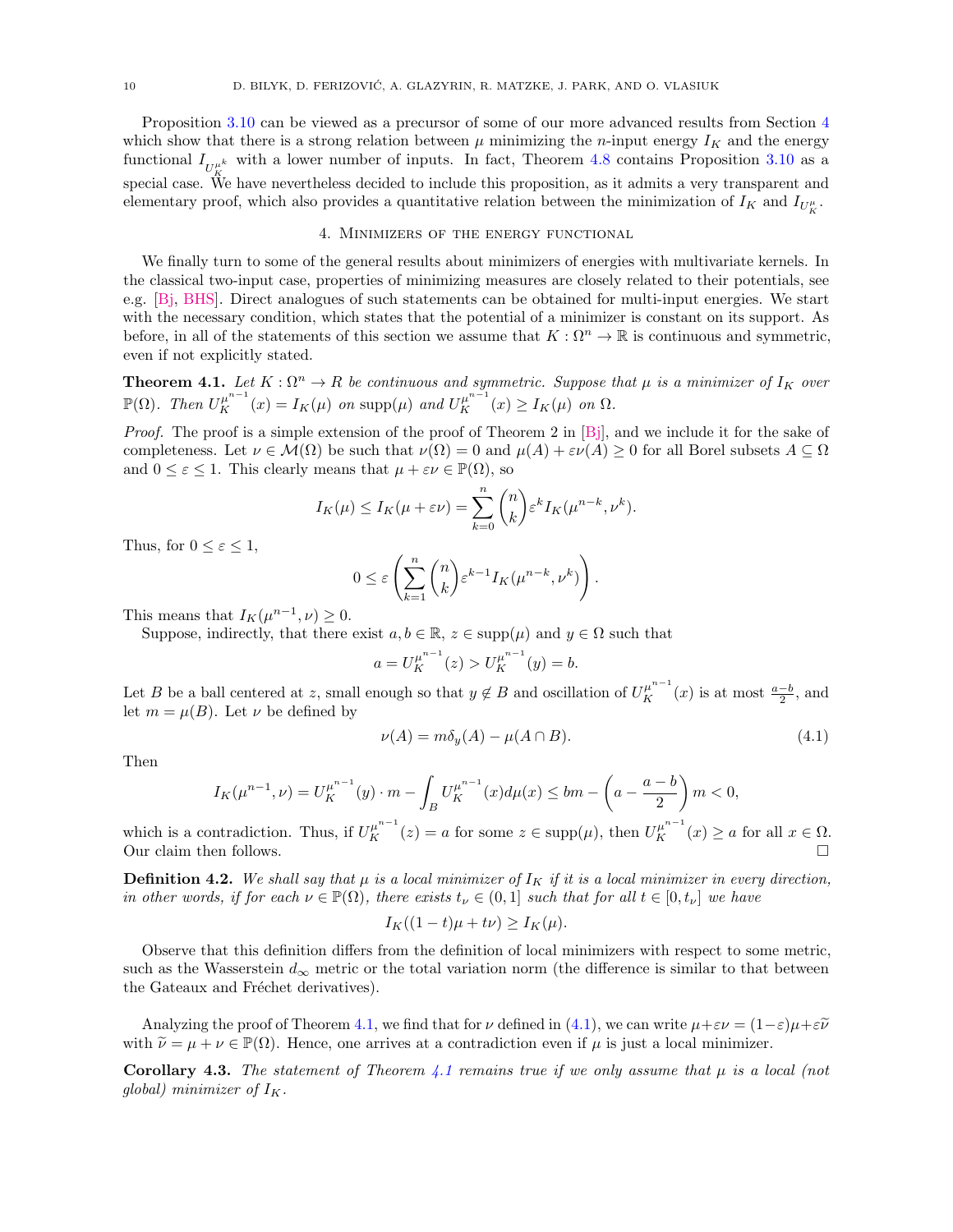Proposition 3.10 can be viewed as a precursor of some of our more advanced results from Section 4 which show that there is a strong relation between $\mu$ minimizing the $n$-input energy $I_K$ and the energy functional $I_{U_K^{\mu^k}}$ with a lower number of inputs. In fact, Theorem 4.8 contains Proposition 3.10 as a special case. We have nevertheless decided to include this proposition, as it admits a very transparent and elementary proof, which also provides a quantitative relation between the minimization of $I_K$ and $I_{U_K^{\mu}}$.

## 4. Minimizers of the energy functional

We finally turn to some of the general results about minimizers of energies with multivariate kernels. In the classical two-input case, properties of minimizing measures are closely related to their potentials, see e.g. [Bj, BHS]. Direct analogues of such statements can be obtained for multi-input energies. We start with the necessary condition, which states that the potential of a minimizer is constant on its support. As before, in all of the statements of this section we assume that $K : \Omega^n \to \mathbb{R}$ is continuous and symmetric, even if not explicitly stated.

**Theorem 4.1.** *Let $K : \Omega^n \to R$ be continuous and symmetric. Suppose that $\mu$ is a minimizer of $I_K$ over $\mathbb{P}(\Omega)$. Then $U_K^{\mu^{n-1}}(x) = I_K(\mu)$ on $\mathrm{supp}(\mu)$ and $U_K^{\mu^{n-1}}(x) \geq I_K(\mu)$ on $\Omega$.*

*Proof.* The proof is a simple extension of the proof of Theorem 2 in [Bj], and we include it for the sake of completeness. Let $\nu \in \mathcal{M}(\Omega)$ be such that $\nu(\Omega) = 0$ and $\mu(A) + \varepsilon\nu(A) \geq 0$ for all Borel subsets $A \subseteq \Omega$ and $0 \leq \varepsilon \leq 1$. This clearly means that $\mu + \varepsilon\nu \in \mathbb{P}(\Omega)$, so

$$I_K(\mu) \leq I_K(\mu + \varepsilon\nu) = \sum_{k=0}^{n} \binom{n}{k} \varepsilon^k I_K(\mu^{n-k}, \nu^k).$$

Thus, for $0 \leq \varepsilon \leq 1$,

$$0 \leq \varepsilon \left( \sum_{k=1}^{n} \binom{n}{k} \varepsilon^{k-1} I_K(\mu^{n-k}, \nu^k) \right).$$

This means that $I_K(\mu^{n-1}, \nu) \geq 0$.

Suppose, indirectly, that there exist $a, b \in \mathbb{R}$, $z \in \mathrm{supp}(\mu)$ and $y \in \Omega$ such that

$$a = U_K^{\mu^{n-1}}(z) > U_K^{\mu^{n-1}}(y) = b.$$

Let $B$ be a ball centered at $z$, small enough so that $y \notin B$ and oscillation of $U_K^{\mu^{n-1}}(x)$ is at most $\frac{a-b}{2}$, and let $m = \mu(B)$. Let $\nu$ be defined by

$$\nu(A) = m\delta_y(A) - \mu(A \cap B). \tag{4.1}$$

Then

$$I_K(\mu^{n-1}, \nu) = U_K^{\mu^{n-1}}(y) \cdot m - \int_B U_K^{\mu^{n-1}}(x) d\mu(x) \leq bm - \left( a - \frac{a-b}{2} \right) m < 0,$$

which is a contradiction. Thus, if $U_K^{\mu^{n-1}}(z) = a$ for some $z \in \mathrm{supp}(\mu)$, then $U_K^{\mu^{n-1}}(x) \geq a$ for all $x \in \Omega$. Our claim then follows. $\square$

**Definition 4.2.** *We shall say that $\mu$ is a local minimizer of $I_K$ if it is a local minimizer in every direction, in other words, if for each $\nu \in \mathbb{P}(\Omega)$, there exists $t_\nu \in (0, 1]$ such that for all $t \in [0, t_\nu]$ we have*

$$I_K((1-t)\mu + t\nu) \geq I_K(\mu).$$

Observe that this definition differs from the definition of local minimizers with respect to some metric, such as the Wasserstein $d_\infty$ metric or the total variation norm (the difference is similar to that between the Gateaux and Fréchet derivatives).

Analyzing the proof of Theorem 4.1, we find that for $\nu$ defined in (4.1), we can write $\mu + \varepsilon\nu = (1-\varepsilon)\mu + \varepsilon\widetilde{\nu}$ with $\widetilde{\nu} = \mu + \nu \in \mathbb{P}(\Omega)$. Hence, one arrives at a contradiction even if $\mu$ is just a local minimizer.

**Corollary 4.3.** *The statement of Theorem 4.1 remains true if we only assume that $\mu$ is a local (not global) minimizer of $I_K$.*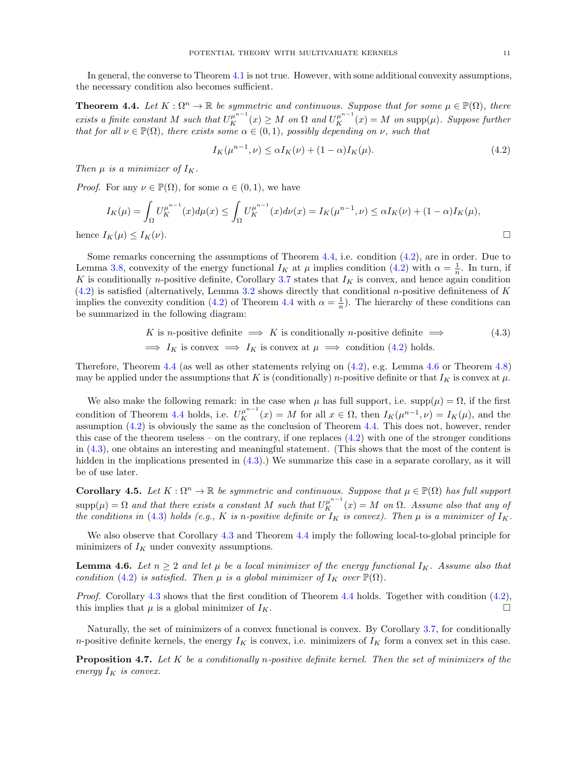In general, the converse to Theorem 4.1 is not true. However, with some additional convexity assumptions, the necessary condition also becomes sufficient.

**Theorem 4.4.** *Let $K : \Omega^n \to \mathbb{R}$ be symmetric and continuous. Suppose that for some $\mu \in \mathbb{P}(\Omega)$, there exists a finite constant $M$ such that $U_K^{\mu^{n-1}}(x) \geq M$ on $\Omega$ and $U_K^{\mu^{n-1}}(x) = M$ on $\operatorname{supp}(\mu)$. Suppose further that for all $\nu \in \mathbb{P}(\Omega)$, there exists some $\alpha \in (0,1)$, possibly depending on $\nu$, such that*

$$I_K(\mu^{n-1}, \nu) \leq \alpha I_K(\nu) + (1-\alpha) I_K(\mu). \tag{4.2}$$

*Then $\mu$ is a minimizer of $I_K$.*

*Proof.* For any $\nu \in \mathbb{P}(\Omega)$, for some $\alpha \in (0,1)$, we have

$$I_K(\mu) = \int_\Omega U_K^{\mu^{n-1}}(x) d\mu(x) \leq \int_\Omega U_K^{\mu^{n-1}}(x) d\nu(x) = I_K(\mu^{n-1}, \nu) \leq \alpha I_K(\nu) + (1-\alpha) I_K(\mu),$$

hence $I_K(\mu) \leq I_K(\nu)$. □

Some remarks concerning the assumptions of Theorem 4.4, i.e. condition (4.2), are in order. Due to Lemma 3.8, convexity of the energy functional $I_K$ at $\mu$ implies condition (4.2) with $\alpha = \frac{1}{n}$. In turn, if $K$ is conditionally $n$-positive definite, Corollary 3.7 states that $I_K$ is convex, and hence again condition (4.2) is satisfied (alternatively, Lemma 3.2 shows directly that conditional $n$-positive definiteness of $K$ implies the convexity condition (4.2) of Theorem 4.4 with $\alpha = \frac{1}{n}$). The hierarchy of these conditions can be summarized in the following diagram:

$$\begin{aligned} &K \text{ is } n\text{-positive definite} \implies K \text{ is conditionally } n\text{-positive definite} \implies \\ &\implies I_K \text{ is convex} \implies I_K \text{ is convex at } \mu \implies \text{condition (4.2) holds.} \end{aligned} \tag{4.3}$$

Therefore, Theorem 4.4 (as well as other statements relying on (4.2), e.g. Lemma 4.6 or Theorem 4.8) may be applied under the assumptions that $K$ is (conditionally) $n$-positive definite or that $I_K$ is convex at $\mu$.

We also make the following remark: in the case when $\mu$ has full support, i.e. $\operatorname{supp}(\mu) = \Omega$, if the first condition of Theorem 4.4 holds, i.e. $U_K^{\mu^{n-1}}(x) = M$ for all $x \in \Omega$, then $I_K(\mu^{n-1}, \nu) = I_K(\mu)$, and the assumption (4.2) is obviously the same as the conclusion of Theorem 4.4. This does not, however, render this case of the theorem useless – on the contrary, if one replaces (4.2) with one of the stronger conditions in (4.3), one obtains an interesting and meaningful statement. (This shows that the most of the content is hidden in the implications presented in (4.3).) We summarize this case in a separate corollary, as it will be of use later.

**Corollary 4.5.** *Let $K : \Omega^n \to \mathbb{R}$ be symmetric and continuous. Suppose that $\mu \in \mathbb{P}(\Omega)$ has full support $\operatorname{supp}(\mu) = \Omega$ and that there exists a constant $M$ such that $U_K^{\mu^{n-1}}(x) = M$ on $\Omega$. Assume also that any of the conditions in (4.3) holds (e.g., $K$ is $n$-positive definite or $I_K$ is convex). Then $\mu$ is a minimizer of $I_K$.*

We also observe that Corollary 4.3 and Theorem 4.4 imply the following local-to-global principle for minimizers of $I_K$ under convexity assumptions.

**Lemma 4.6.** *Let $n \geq 2$ and let $\mu$ be a local minimizer of the energy functional $I_K$. Assume also that condition (4.2) is satisfied. Then $\mu$ is a global minimizer of $I_K$ over $\mathbb{P}(\Omega)$.*

*Proof.* Corollary 4.3 shows that the first condition of Theorem 4.4 holds. Together with condition (4.2), this implies that $\mu$ is a global minimizer of $I_K$. □

Naturally, the set of minimizers of a convex functional is convex. By Corollary 3.7, for conditionally $n$-positive definite kernels, the energy $I_K$ is convex, i.e. minimizers of $I_K$ form a convex set in this case.

**Proposition 4.7.** *Let $K$ be a conditionally $n$-positive definite kernel. Then the set of minimizers of the energy $I_K$ is convex.*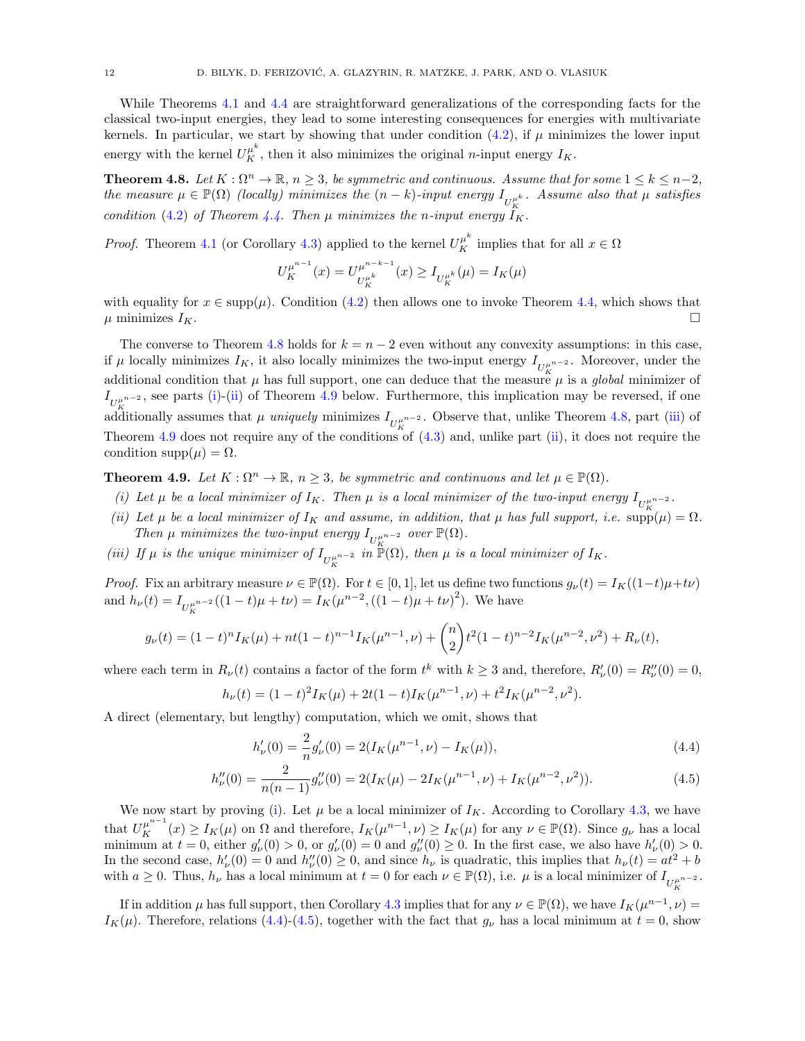While Theorems 4.1 and 4.4 are straightforward generalizations of the corresponding facts for the classical two-input energies, they lead to some interesting consequences for energies with multivariate kernels. In particular, we start by showing that under condition (4.2), if $\mu$ minimizes the lower input energy with the kernel $U_K^{\mu^k}$, then it also minimizes the original $n$-input energy $I_K$.

**Theorem 4.8.** *Let $K : \Omega^n \to \mathbb{R}$, $n \geq 3$, be symmetric and continuous. Assume that for some $1 \leq k \leq n-2$, the measure $\mu \in \mathbb{P}(\Omega)$ (locally) minimizes the $(n-k)$-input energy $I_{U_K^{\mu^k}}$. Assume also that $\mu$ satisfies condition (4.2) of Theorem 4.4. Then $\mu$ minimizes the $n$-input energy $I_K$.*

*Proof.* Theorem 4.1 (or Corollary 4.3) applied to the kernel $U_K^{\mu^k}$ implies that for all $x \in \Omega$

$$U_K^{\mu^{n-1}}(x) = U_{U_K^{\mu^k}}^{\mu^{n-k-1}}(x) \geq I_{U_K^{\mu^k}}(\mu) = I_K(\mu)$$

with equality for $x \in \operatorname{supp}(\mu)$. Condition (4.2) then allows one to invoke Theorem 4.4, which shows that $\mu$ minimizes $I_K$. $\square$

The converse to Theorem 4.8 holds for $k = n-2$ even without any convexity assumptions: in this case, if $\mu$ locally minimizes $I_K$, it also locally minimizes the two-input energy $I_{U_K^{\mu^{n-2}}}$. Moreover, under the additional condition that $\mu$ has full support, one can deduce that the measure $\mu$ is a *global* minimizer of $I_{U_K^{\mu^{n-2}}}$, see parts (i)-(ii) of Theorem 4.9 below. Furthermore, this implication may be reversed, if one additionally assumes that $\mu$ *uniquely* minimizes $I_{U_K^{\mu^{n-2}}}$. Observe that, unlike Theorem 4.8, part (iii) of Theorem 4.9 does not require any of the conditions of (4.3) and, unlike part (ii), it does not require the condition $\operatorname{supp}(\mu) = \Omega$.

**Theorem 4.9.** *Let $K : \Omega^n \to \mathbb{R}$, $n \geq 3$, be symmetric and continuous and let $\mu \in \mathbb{P}(\Omega)$.*

- *(i) Let $\mu$ be a local minimizer of $I_K$. Then $\mu$ is a local minimizer of the two-input energy $I_{U_K^{\mu^{n-2}}}$.*
- *(ii) Let $\mu$ be a local minimizer of $I_K$ and assume, in addition, that $\mu$ has full support, i.e. $\operatorname{supp}(\mu) = \Omega$. Then $\mu$ minimizes the two-input energy $I_{U_K^{\mu^{n-2}}}$ over $\mathbb{P}(\Omega)$.*
- *(iii) If $\mu$ is the unique minimizer of $I_{U_K^{\mu^{n-2}}}$ in $\mathbb{P}(\Omega)$, then $\mu$ is a local minimizer of $I_K$.*

*Proof.* Fix an arbitrary measure $\nu \in \mathbb{P}(\Omega)$. For $t \in [0,1]$, let us define two functions $g_\nu(t) = I_K((1-t)\mu + t\nu)$ and $h_\nu(t) = I_{U_K^{\mu^{n-2}}}((1-t)\mu + t\nu) = I_K(\mu^{n-2}, ((1-t)\mu + t\nu)^2)$. We have

$$g_\nu(t) = (1-t)^n I_K(\mu) + nt(1-t)^{n-1} I_K(\mu^{n-1}, \nu) + \binom{n}{2} t^2 (1-t)^{n-2} I_K(\mu^{n-2}, \nu^2) + R_\nu(t),$$

where each term in $R_\nu(t)$ contains a factor of the form $t^k$ with $k \geq 3$ and, therefore, $R_\nu'(0) = R_\nu''(0) = 0$,

$$h_\nu(t) = (1-t)^2 I_K(\mu) + 2t(1-t) I_K(\mu^{n-1}, \nu) + t^2 I_K(\mu^{n-2}, \nu^2).$$

A direct (elementary, but lengthy) computation, which we omit, shows that

$$h_\nu'(0) = \frac{2}{n} g_\nu'(0) = 2(I_K(\mu^{n-1}, \nu) - I_K(\mu)), \tag{4.4}$$

$$h_\nu''(0) = \frac{2}{n(n-1)} g_\nu''(0) = 2(I_K(\mu) - 2I_K(\mu^{n-1}, \nu) + I_K(\mu^{n-2}, \nu^2)). \tag{4.5}$$

We now start by proving (i). Let $\mu$ be a local minimizer of $I_K$. According to Corollary 4.3, we have that $U_K^{\mu^{n-1}}(x) \geq I_K(\mu)$ on $\Omega$ and therefore, $I_K(\mu^{n-1}, \nu) \geq I_K(\mu)$ for any $\nu \in \mathbb{P}(\Omega)$. Since $g_\nu$ has a local minimum at $t = 0$, either $g_\nu'(0) > 0$, or $g_\nu'(0) = 0$ and $g_\nu''(0) \geq 0$. In the first case, we also have $h_\nu'(0) > 0$. In the second case, $h_\nu'(0) = 0$ and $h_\nu''(0) \geq 0$, and since $h_\nu$ is quadratic, this implies that $h_\nu(t) = at^2 + b$ with $a \geq 0$. Thus, $h_\nu$ has a local minimum at $t = 0$ for each $\nu \in \mathbb{P}(\Omega)$, i.e. $\mu$ is a local minimizer of $I_{U_K^{\mu^{n-2}}}$.

If in addition $\mu$ has full support, then Corollary 4.3 implies that for any $\nu \in \mathbb{P}(\Omega)$, we have $I_K(\mu^{n-1}, \nu) = I_K(\mu)$. Therefore, relations (4.4)-(4.5), together with the fact that $g_\nu$ has a local minimum at $t = 0$, show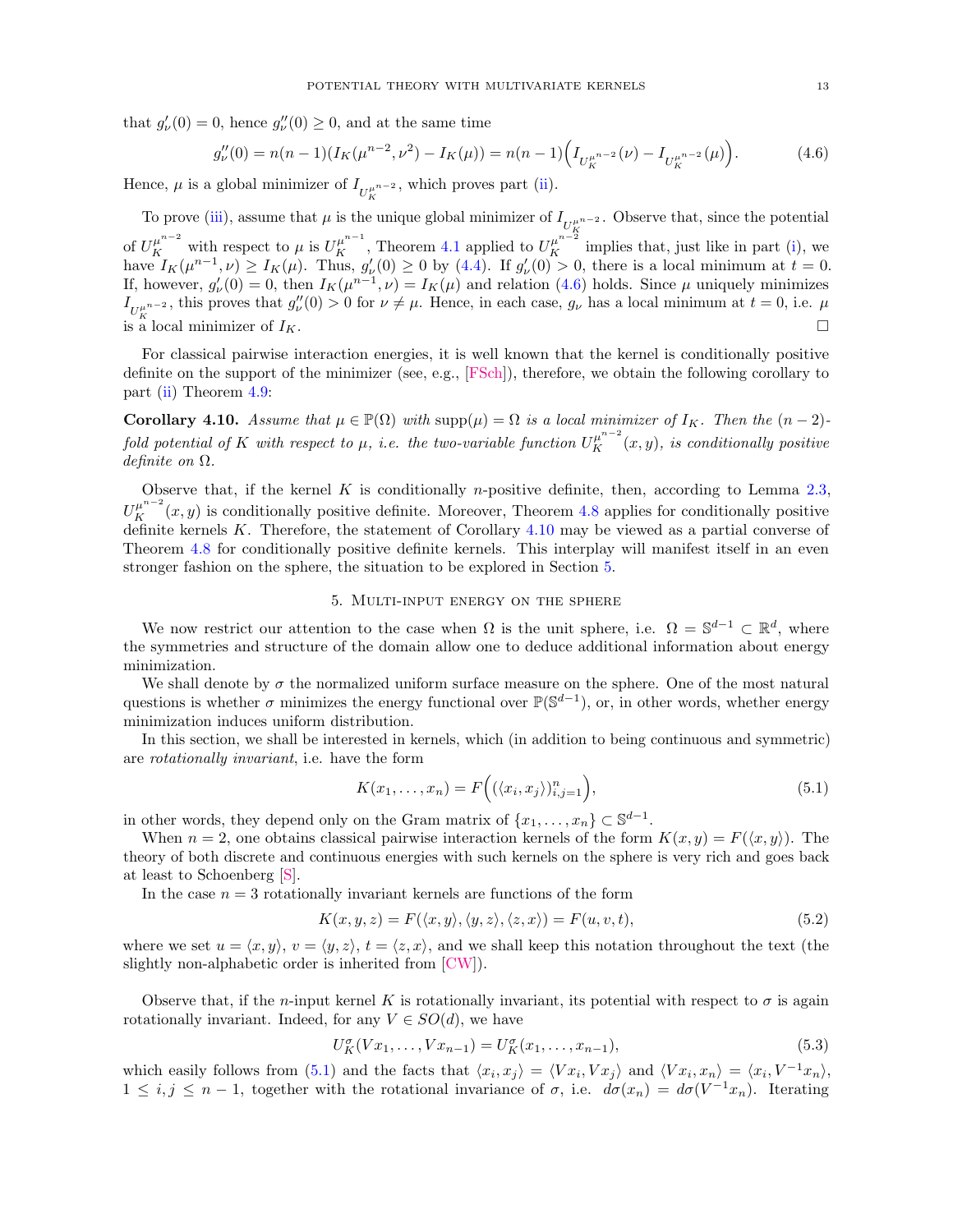that $g_\nu'(0) = 0$, hence $g_\nu''(0) \geq 0$, and at the same time

$$g_\nu''(0) = n(n-1)(I_K(\mu^{n-2}, \nu^2) - I_K(\mu)) = n(n-1)\Big(I_{U_K^{\mu^{n-2}}}(\nu) - I_{U_K^{\mu^{n-2}}}(\mu)\Big). \tag{4.6}$$

Hence, $\mu$ is a global minimizer of $I_{U_K^{\mu^{n-2}}}$, which proves part (ii).

To prove (iii), assume that $\mu$ is the unique global minimizer of $I_{U_K^{\mu^{n-2}}}$. Observe that, since the potential of $U_K^{\mu^{n-2}}$ with respect to $\mu$ is $U_K^{\mu^{n-1}}$, Theorem 4.1 applied to $U_K^{\mu^{n-2}}$ implies that, just like in part (i), we have $I_K(\mu^{n-1}, \nu) \geq I_K(\mu)$. Thus, $g_\nu'(0) \geq 0$ by (4.4). If $g_\nu'(0) > 0$, there is a local minimum at $t = 0$. If, however, $g_\nu'(0) = 0$, then $I_K(\mu^{n-1}, \nu) = I_K(\mu)$ and relation (4.6) holds. Since $\mu$ uniquely minimizes $I_{U_K^{\mu^{n-2}}}$, this proves that $g_\nu''(0) > 0$ for $\nu \neq \mu$. Hence, in each case, $g_\nu$ has a local minimum at $t = 0$, i.e. $\mu$ is a local minimizer of $I_K$. $\square$

For classical pairwise interaction energies, it is well known that the kernel is conditionally positive definite on the support of the minimizer (see, e.g., [FSch]), therefore, we obtain the following corollary to part (ii) Theorem 4.9:

**Corollary 4.10.** *Assume that $\mu \in \mathbb{P}(\Omega)$ with $\operatorname{supp}(\mu) = \Omega$ is a local minimizer of $I_K$. Then the $(n-2)$-fold potential of $K$ with respect to $\mu$, i.e. the two-variable function $U_K^{\mu^{n-2}}(x, y)$, is conditionally positive definite on $\Omega$.*

Observe that, if the kernel $K$ is conditionally $n$-positive definite, then, according to Lemma 2.3, $U_K^{\mu^{n-2}}(x, y)$ is conditionally positive definite. Moreover, Theorem 4.8 applies for conditionally positive definite kernels $K$. Therefore, the statement of Corollary 4.10 may be viewed as a partial converse of Theorem 4.8 for conditionally positive definite kernels. This interplay will manifest itself in an even stronger fashion on the sphere, the situation to be explored in Section 5.

## 5. Multi-input energy on the sphere

We now restrict our attention to the case when $\Omega$ is the unit sphere, i.e. $\Omega = \mathbb{S}^{d-1} \subset \mathbb{R}^d$, where the symmetries and structure of the domain allow one to deduce additional information about energy minimization.

We shall denote by $\sigma$ the normalized uniform surface measure on the sphere. One of the most natural questions is whether $\sigma$ minimizes the energy functional over $\mathbb{P}(\mathbb{S}^{d-1})$, or, in other words, whether energy minimization induces uniform distribution.

In this section, we shall be interested in kernels, which (in addition to being continuous and symmetric) are *rotationally invariant*, i.e. have the form

$$K(x_1, \ldots, x_n) = F\Big(\big(\langle x_i, x_j \rangle\big)_{i,j=1}^n\Big), \tag{5.1}$$

in other words, they depend only on the Gram matrix of $\{x_1, \ldots, x_n\} \subset \mathbb{S}^{d-1}$.

When $n = 2$, one obtains classical pairwise interaction kernels of the form $K(x, y) = F(\langle x, y \rangle)$. The theory of both discrete and continuous energies with such kernels on the sphere is very rich and goes back at least to Schoenberg [S].

In the case $n = 3$ rotationally invariant kernels are functions of the form

$$K(x, y, z) = F(\langle x, y \rangle, \langle y, z \rangle, \langle z, x \rangle) = F(u, v, t), \tag{5.2}$$

where we set $u = \langle x, y \rangle$, $v = \langle y, z \rangle$, $t = \langle z, x \rangle$, and we shall keep this notation throughout the text (the slightly non-alphabetic order is inherited from [CW]).

Observe that, if the $n$-input kernel $K$ is rotationally invariant, its potential with respect to $\sigma$ is again rotationally invariant. Indeed, for any $V \in SO(d)$, we have

$$U_K^\sigma(Vx_1, \ldots, Vx_{n-1}) = U_K^\sigma(x_1, \ldots, x_{n-1}), \tag{5.3}$$

which easily follows from (5.1) and the facts that $\langle x_i, x_j \rangle = \langle Vx_i, Vx_j \rangle$ and $\langle Vx_i, x_n \rangle = \langle x_i, V^{-1}x_n \rangle$, $1 \leq i, j \leq n-1$, together with the rotational invariance of $\sigma$, i.e. $d\sigma(x_n) = d\sigma(V^{-1}x_n)$. Iterating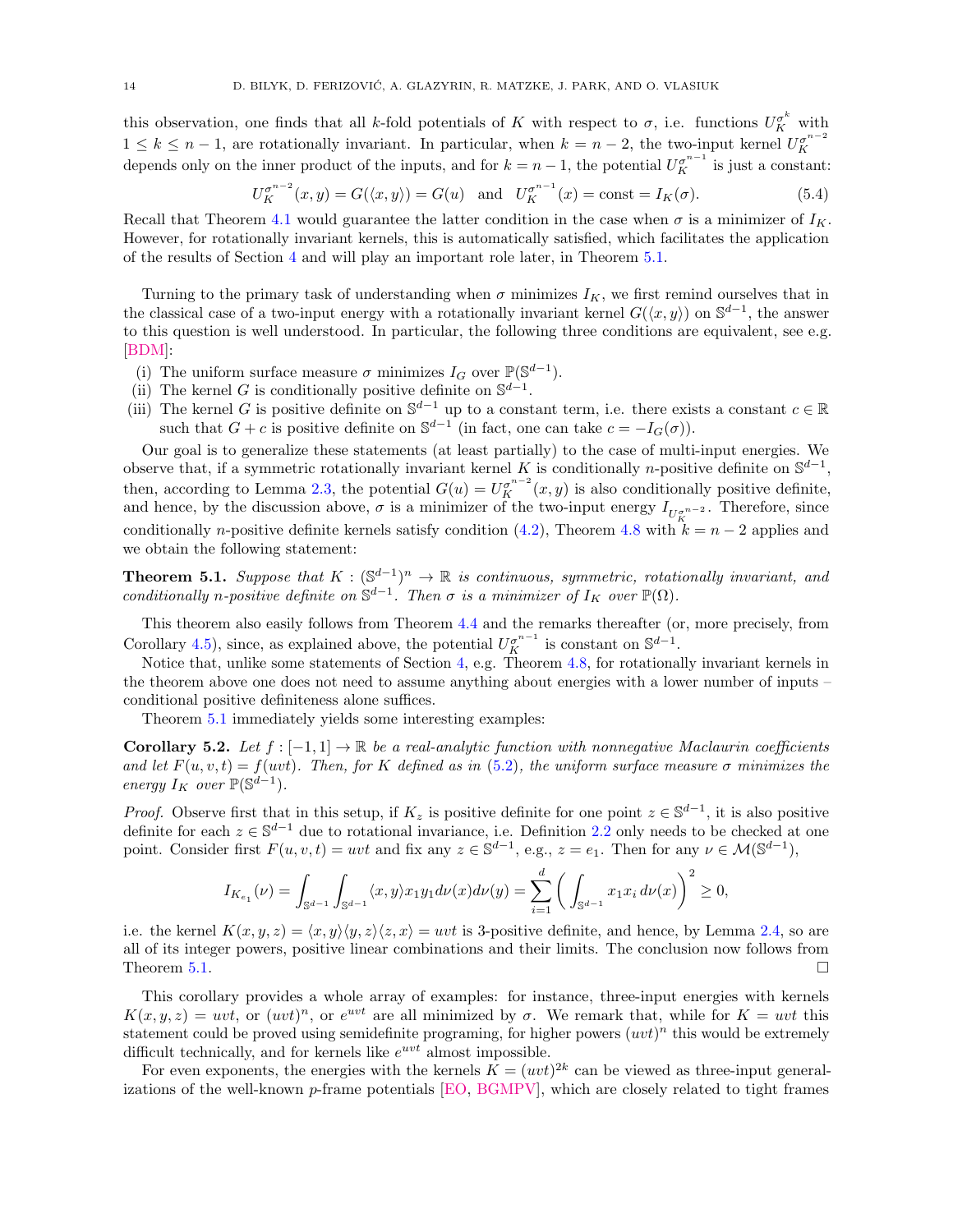this observation, one finds that all $k$-fold potentials of $K$ with respect to $\sigma$, i.e. functions $U_K^{\sigma^k}$ with $1 \le k \le n-1$, are rotationally invariant. In particular, when $k = n-2$, the two-input kernel $U_K^{\sigma^{n-2}}$ depends only on the inner product of the inputs, and for $k = n-1$, the potential $U_K^{\sigma^{n-1}}$ is just a constant:

$$U_K^{\sigma^{n-2}}(x,y) = G(\langle x, y\rangle) = G(u) \quad \text{and} \quad U_K^{\sigma^{n-1}}(x) = \text{const} = I_K(\sigma). \tag{5.4}$$

Recall that Theorem 4.1 would guarantee the latter condition in the case when $\sigma$ is a minimizer of $I_K$. However, for rotationally invariant kernels, this is automatically satisfied, which facilitates the application of the results of Section 4 and will play an important role later, in Theorem 5.1.

Turning to the primary task of understanding when $\sigma$ minimizes $I_K$, we first remind ourselves that in the classical case of a two-input energy with a rotationally invariant kernel $G(\langle x,y\rangle)$ on $\mathbb{S}^{d-1}$, the answer to this question is well understood. In particular, the following three conditions are equivalent, see e.g. [BDM]:

(i) The uniform surface measure $\sigma$ minimizes $I_G$ over $\mathbb{P}(\mathbb{S}^{d-1})$.
(ii) The kernel $G$ is conditionally positive definite on $\mathbb{S}^{d-1}$.
(iii) The kernel $G$ is positive definite on $\mathbb{S}^{d-1}$ up to a constant term, i.e. there exists a constant $c \in \mathbb{R}$ such that $G + c$ is positive definite on $\mathbb{S}^{d-1}$ (in fact, one can take $c = -I_G(\sigma)$).

Our goal is to generalize these statements (at least partially) to the case of multi-input energies. We observe that, if a symmetric rotationally invariant kernel $K$ is conditionally $n$-positive definite on $\mathbb{S}^{d-1}$, then, according to Lemma 2.3, the potential $G(u) = U_K^{\sigma^{n-2}}(x,y)$ is also conditionally positive definite, and hence, by the discussion above, $\sigma$ is a minimizer of the two-input energy $I_{U_K^{\sigma^{n-2}}}$. Therefore, since conditionally $n$-positive definite kernels satisfy condition (4.2), Theorem 4.8 with $k = n-2$ applies and we obtain the following statement:

**Theorem 5.1.** *Suppose that $K : (\mathbb{S}^{d-1})^n \to \mathbb{R}$ is continuous, symmetric, rotationally invariant, and conditionally $n$-positive definite on $\mathbb{S}^{d-1}$. Then $\sigma$ is a minimizer of $I_K$ over $\mathbb{P}(\Omega)$.*

This theorem also easily follows from Theorem 4.4 and the remarks thereafter (or, more precisely, from Corollary 4.5), since, as explained above, the potential $U_K^{\sigma^{n-1}}$ is constant on $\mathbb{S}^{d-1}$.

Notice that, unlike some statements of Section 4, e.g. Theorem 4.8, for rotationally invariant kernels in the theorem above one does not need to assume anything about energies with a lower number of inputs – conditional positive definiteness alone suffices.

Theorem 5.1 immediately yields some interesting examples:

**Corollary 5.2.** *Let $f : [-1,1] \to \mathbb{R}$ be a real-analytic function with nonnegative Maclaurin coefficients and let $F(u,v,t) = f(uvt)$. Then, for $K$ defined as in (5.2), the uniform surface measure $\sigma$ minimizes the energy $I_K$ over $\mathbb{P}(\mathbb{S}^{d-1})$.*

*Proof.* Observe first that in this setup, if $K_z$ is positive definite for one point $z \in \mathbb{S}^{d-1}$, it is also positive definite for each $z \in \mathbb{S}^{d-1}$ due to rotational invariance, i.e. Definition 2.2 only needs to be checked at one point. Consider first $F(u,v,t) = uvt$ and fix any $z \in \mathbb{S}^{d-1}$, e.g., $z = e_1$. Then for any $\nu \in \mathcal{M}(\mathbb{S}^{d-1})$,

$$I_{K_{e_1}}(\nu) = \int_{\mathbb{S}^{d-1}} \int_{\mathbb{S}^{d-1}} \langle x, y\rangle x_1 y_1 d\nu(x) d\nu(y) = \sum_{i=1}^{d} \bigg( \int_{\mathbb{S}^{d-1}} x_1 x_i \, d\nu(x) \bigg)^2 \ge 0,$$

i.e. the kernel $K(x,y,z) = \langle x,y\rangle\langle y,z\rangle\langle z,x\rangle = uvt$ is 3-positive definite, and hence, by Lemma 2.4, so are all of its integer powers, positive linear combinations and their limits. The conclusion now follows from Theorem 5.1. $\square$

This corollary provides a whole array of examples: for instance, three-input energies with kernels $K(x,y,z) = uvt$, or $(uvt)^n$, or $e^{uvt}$ are all minimized by $\sigma$. We remark that, while for $K = uvt$ this statement could be proved using semidefinite programing, for higher powers $(uvt)^n$ this would be extremely difficult technically, and for kernels like $e^{uvt}$ almost impossible.

For even exponents, the energies with the kernels $K = (uvt)^{2k}$ can be viewed as three-input generalizations of the well-known $p$-frame potentials [EO, BGMPV], which are closely related to tight frames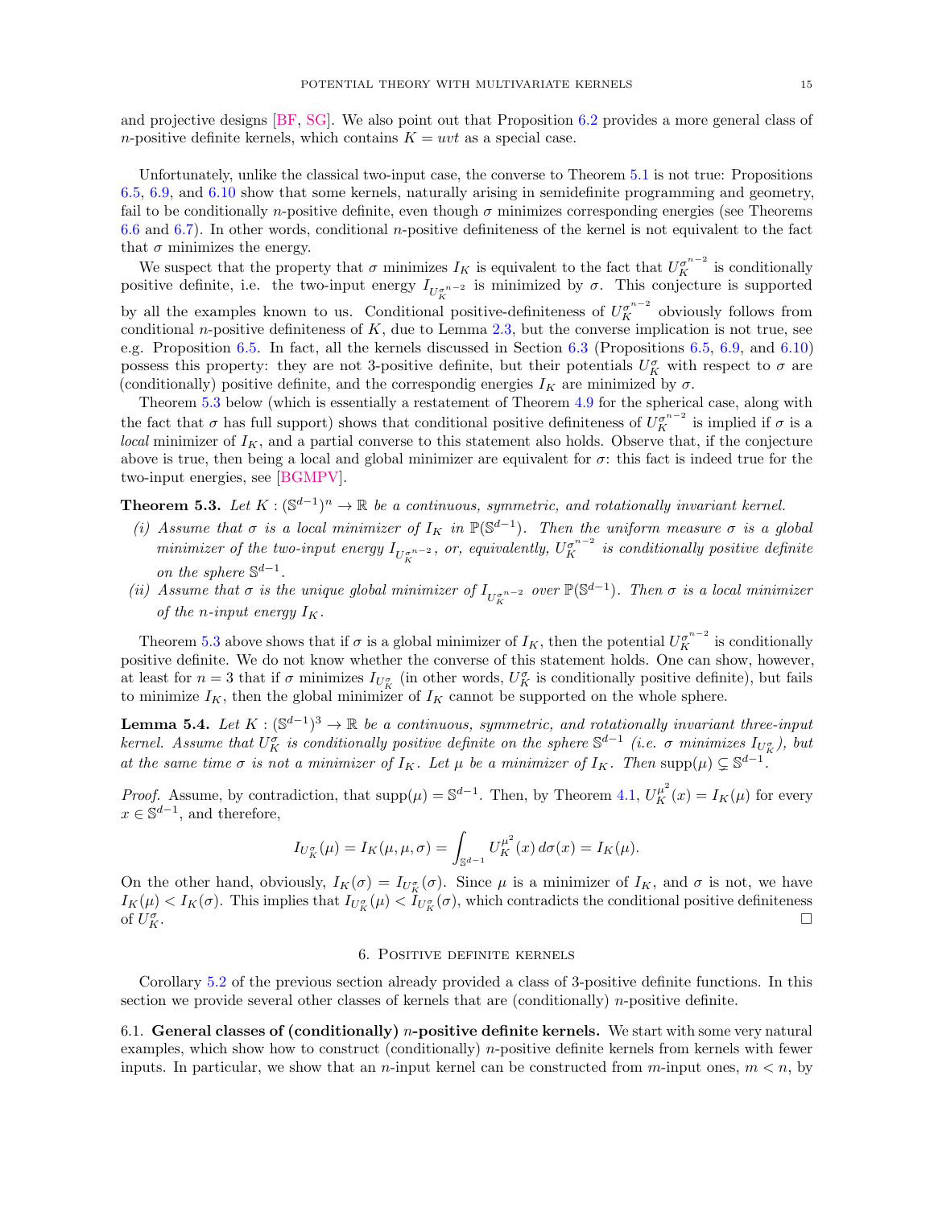and projective designs [BF, SG]. We also point out that Proposition 6.2 provides a more general class of $n$-positive definite kernels, which contains $K = uvt$ as a special case.

Unfortunately, unlike the classical two-input case, the converse to Theorem 5.1 is not true: Propositions 6.5, 6.9, and 6.10 show that some kernels, naturally arising in semidefinite programming and geometry, fail to be conditionally $n$-positive definite, even though $\sigma$ minimizes corresponding energies (see Theorems 6.6 and 6.7). In other words, conditional $n$-positive definiteness of the kernel is not equivalent to the fact that $\sigma$ minimizes the energy.

We suspect that the property that $\sigma$ minimizes $I_K$ is equivalent to the fact that $U_K^{\sigma^{n-2}}$ is conditionally positive definite, i.e. the two-input energy $I_{U_K^{\sigma^{n-2}}}$ is minimized by $\sigma$. This conjecture is supported by all the examples known to us. Conditional positive-definiteness of $U_K^{\sigma^{n-2}}$ obviously follows from conditional $n$-positive definiteness of $K$, due to Lemma 2.3, but the converse implication is not true, see e.g. Proposition 6.5. In fact, all the kernels discussed in Section 6.3 (Propositions 6.5, 6.9, and 6.10) possess this property: they are not 3-positive definite, but their potentials $U_K^{\sigma}$ with respect to $\sigma$ are (conditionally) positive definite, and the correspondig energies $I_K$ are minimized by $\sigma$.

Theorem 5.3 below (which is essentially a restatement of Theorem 4.9 for the spherical case, along with the fact that $\sigma$ has full support) shows that conditional positive definiteness of $U_K^{\sigma^{n-2}}$ is implied if $\sigma$ is a *local* minimizer of $I_K$, and a partial converse to this statement also holds. Observe that, if the conjecture above is true, then being a local and global minimizer are equivalent for $\sigma$: this fact is indeed true for the two-input energies, see [BGMPV].

**Theorem 5.3.** *Let $K : (\mathbb{S}^{d-1})^n \to \mathbb{R}$ be a continuous, symmetric, and rotationally invariant kernel.*

*(i) Assume that $\sigma$ is a local minimizer of $I_K$ in $\mathbb{P}(\mathbb{S}^{d-1})$. Then the uniform measure $\sigma$ is a global minimizer of the two-input energy $I_{U_K^{\sigma^{n-2}}}$, or, equivalently, $U_K^{\sigma^{n-2}}$ is conditionally positive definite on the sphere $\mathbb{S}^{d-1}$.*

*(ii) Assume that $\sigma$ is the unique global minimizer of $I_{U_K^{\sigma^{n-2}}}$ over $\mathbb{P}(\mathbb{S}^{d-1})$. Then $\sigma$ is a local minimizer of the $n$-input energy $I_K$.*

Theorem 5.3 above shows that if $\sigma$ is a global minimizer of $I_K$, then the potential $U_K^{\sigma^{n-2}}$ is conditionally positive definite. We do not know whether the converse of this statement holds. One can show, however, at least for $n = 3$ that if $\sigma$ minimizes $I_{U_K^{\sigma}}$ (in other words, $U_K^{\sigma}$ is conditionally positive definite), but fails to minimize $I_K$, then the global minimizer of $I_K$ cannot be supported on the whole sphere.

**Lemma 5.4.** *Let $K : (\mathbb{S}^{d-1})^3 \to \mathbb{R}$ be a continuous, symmetric, and rotationally invariant three-input kernel. Assume that $U_K^{\sigma}$ is conditionally positive definite on the sphere $\mathbb{S}^{d-1}$ (i.e. $\sigma$ minimizes $I_{U_K^{\sigma}}$), but at the same time $\sigma$ is not a minimizer of $I_K$. Let $\mu$ be a minimizer of $I_K$. Then $\operatorname{supp}(\mu) \subsetneq \mathbb{S}^{d-1}$.*

*Proof.* Assume, by contradiction, that $\operatorname{supp}(\mu) = \mathbb{S}^{d-1}$. Then, by Theorem 4.1, $U_K^{\mu^2}(x) = I_K(\mu)$ for every $x \in \mathbb{S}^{d-1}$, and therefore,

$$I_{U_K^{\sigma}}(\mu) = I_K(\mu, \mu, \sigma) = \int_{\mathbb{S}^{d-1}} U_K^{\mu^2}(x)\, d\sigma(x) = I_K(\mu).$$

On the other hand, obviously, $I_K(\sigma) = I_{U_K^{\sigma}}(\sigma)$. Since $\mu$ is a minimizer of $I_K$, and $\sigma$ is not, we have $I_K(\mu) < I_K(\sigma)$. This implies that $I_{U_K^{\sigma}}(\mu) < I_{U_K^{\sigma}}(\sigma)$, which contradicts the conditional positive definiteness of $U_K^{\sigma}$. $\square$

## 6. Positive definite kernels

Corollary 5.2 of the previous section already provided a class of 3-positive definite functions. In this section we provide several other classes of kernels that are (conditionally) $n$-positive definite.

### 6.1. General classes of (conditionally) $n$-positive definite kernels.

We start with some very natural examples, which show how to construct (conditionally) $n$-positive definite kernels from kernels with fewer inputs. In particular, we show that an $n$-input kernel can be constructed from $m$-input ones, $m < n$, by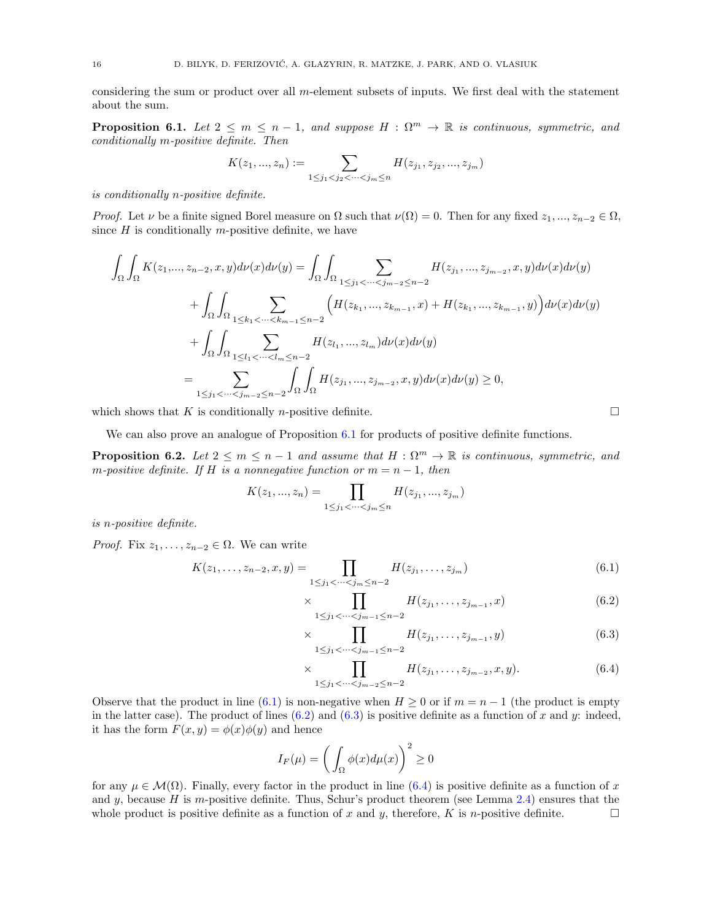considering the sum or product over all $m$-element subsets of inputs. We first deal with the statement about the sum.

**Proposition 6.1.** *Let $2 \le m \le n-1$, and suppose $H : \Omega^m \to \mathbb{R}$ is continuous, symmetric, and conditionally $m$-positive definite. Then*

$$K(z_1, ..., z_n) := \sum_{1 \le j_1 < j_2 < \cdots < j_m \le n} H(z_{j_1}, z_{j_2}, ..., z_{j_m})$$

*is conditionally $n$-positive definite.*

*Proof.* Let $\nu$ be a finite signed Borel measure on $\Omega$ such that $\nu(\Omega) = 0$. Then for any fixed $z_1, ..., z_{n-2} \in \Omega$, since $H$ is conditionally $m$-positive definite, we have

$$\begin{aligned}
\int_\Omega \int_\Omega K(z_1,..., z_{n-2}, x, y) d\nu(x) d\nu(y) &= \int_\Omega \int_\Omega \sum_{1 \le j_1 < \cdots < j_{m-2} \le n-2} H(z_{j_1}, ..., z_{j_{m-2}}, x, y) d\nu(x) d\nu(y) \\
&+ \int_\Omega \int_\Omega \sum_{1 \le k_1 < \cdots < k_{m-1} \le n-2} \Big( H(z_{k_1}, ..., z_{k_{m-1}}, x) + H(z_{k_1}, ..., z_{k_{m-1}}, y) \Big) d\nu(x) d\nu(y) \\
&+ \int_\Omega \int_\Omega \sum_{1 \le l_1 < \cdots < l_m \le n-2} H(z_{l_1}, ..., z_{l_m}) d\nu(x) d\nu(y) \\
&= \sum_{1 \le j_1 < \cdots < j_{m-2} \le n-2} \int_\Omega \int_\Omega H(z_{j_1}, ..., z_{j_{m-2}}, x, y) d\nu(x) d\nu(y) \ge 0,
\end{aligned}$$

which shows that $K$ is conditionally $n$-positive definite. □

We can also prove an analogue of Proposition 6.1 for products of positive definite functions.

**Proposition 6.2.** *Let $2 \le m \le n-1$ and assume that $H : \Omega^m \to \mathbb{R}$ is continuous, symmetric, and $m$-positive definite. If $H$ is a nonnegative function or $m = n-1$, then*

$$K(z_1, ..., z_n) = \prod_{1 \le j_1 < \cdots < j_m \le n} H(z_{j_1}, ..., z_{j_m})$$

*is $n$-positive definite.*

*Proof.* Fix $z_1, \ldots, z_{n-2} \in \Omega$. We can write

$$K(z_1, \ldots, z_{n-2}, x, y) = \prod_{1 \le j_1 < \cdots < j_m \le n-2} H(z_{j_1}, \ldots, z_{j_m}) \tag{6.1}$$

$$\times \prod_{1 \le j_1 < \cdots < j_{m-1} \le n-2} H(z_{j_1}, \ldots, z_{j_{m-1}}, x) \tag{6.2}$$

$$\times \prod_{1 \le j_1 < \cdots < j_{m-1} \le n-2} H(z_{j_1}, \ldots, z_{j_{m-1}}, y) \tag{6.3}$$

$$\times \prod_{1 \le j_1 < \cdots < j_{m-2} \le n-2} H(z_{j_1}, \ldots, z_{j_{m-2}}, x, y). \tag{6.4}$$

Observe that the product in line (6.1) is non-negative when $H \ge 0$ or if $m = n-1$ (the product is empty in the latter case). The product of lines (6.2) and (6.3) is positive definite as a function of $x$ and $y$: indeed, it has the form $F(x, y) = \phi(x)\phi(y)$ and hence

$$I_F(\mu) = \left( \int_\Omega \phi(x) d\mu(x) \right)^2 \ge 0$$

for any $\mu \in \mathcal{M}(\Omega)$. Finally, every factor in the product in line (6.4) is positive definite as a function of $x$ and $y$, because $H$ is $m$-positive definite. Thus, Schur's product theorem (see Lemma 2.4) ensures that the whole product is positive definite as a function of $x$ and $y$, therefore, $K$ is $n$-positive definite. □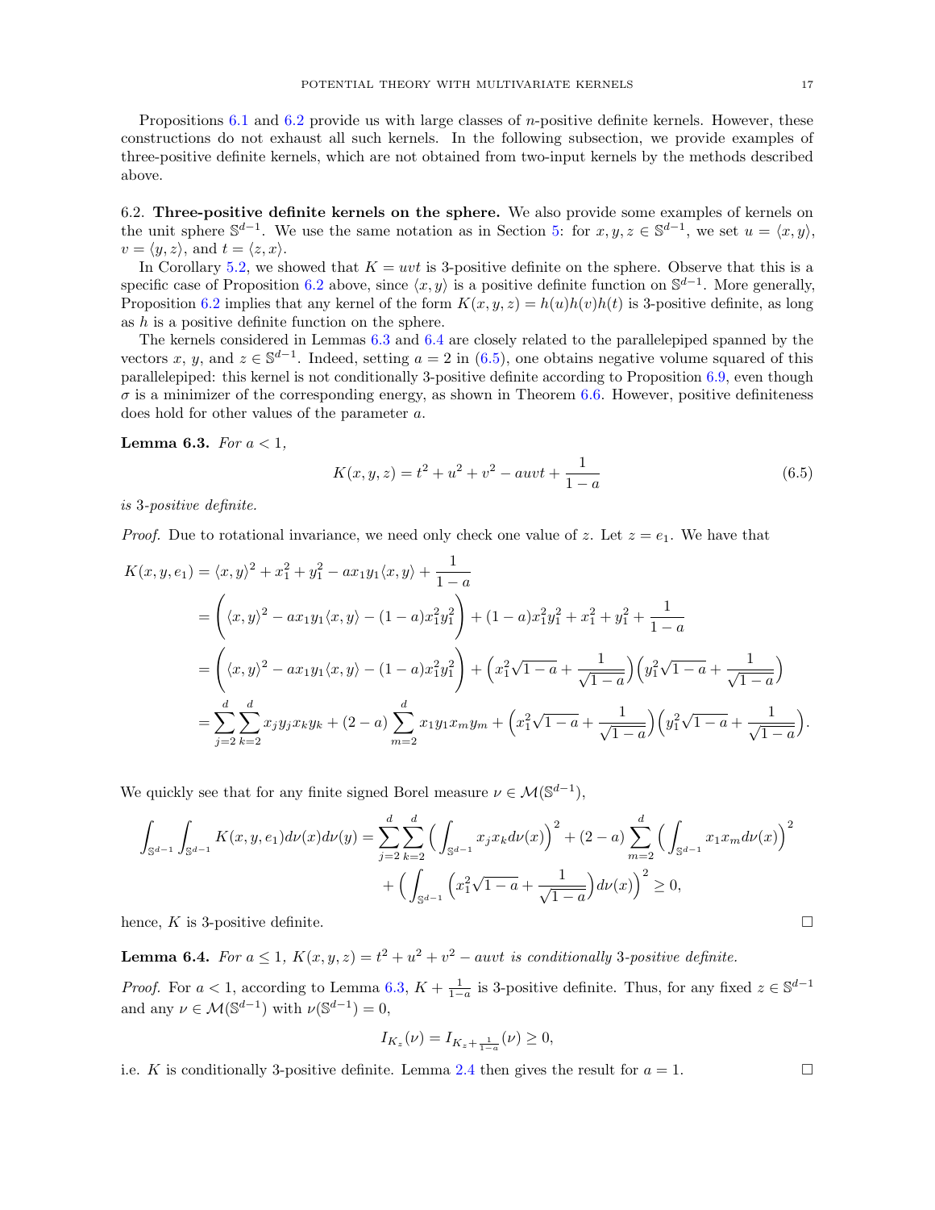Propositions 6.1 and 6.2 provide us with large classes of $n$-positive definite kernels. However, these constructions do not exhaust all such kernels. In the following subsection, we provide examples of three-positive definite kernels, which are not obtained from two-input kernels by the methods described above.

### 6.2. Three-positive definite kernels on the sphere.

We also provide some examples of kernels on the unit sphere $\mathbb{S}^{d-1}$. We use the same notation as in Section 5: for $x, y, z \in \mathbb{S}^{d-1}$, we set $u = \langle x, y \rangle$, $v = \langle y, z \rangle$, and $t = \langle z, x \rangle$.

In Corollary 5.2, we showed that $K = uvt$ is 3-positive definite on the sphere. Observe that this is a specific case of Proposition 6.2 above, since $\langle x, y \rangle$ is a positive definite function on $\mathbb{S}^{d-1}$. More generally, Proposition 6.2 implies that any kernel of the form $K(x, y, z) = h(u)h(v)h(t)$ is 3-positive definite, as long as $h$ is a positive definite function on the sphere.

The kernels considered in Lemmas 6.3 and 6.4 are closely related to the parallelepiped spanned by the vectors $x$, $y$, and $z \in \mathbb{S}^{d-1}$. Indeed, setting $a = 2$ in (6.5), one obtains negative volume squared of this parallelepiped: this kernel is not conditionally 3-positive definite according to Proposition 6.9, even though $\sigma$ is a minimizer of the corresponding energy, as shown in Theorem 6.6. However, positive definiteness does hold for other values of the parameter $a$.

**Lemma 6.3.** *For $a < 1$,*

$$K(x, y, z) = t^2 + u^2 + v^2 - auvt + \frac{1}{1-a} \tag{6.5}$$

*is 3-positive definite.*

*Proof.* Due to rotational invariance, we need only check one value of $z$. Let $z = e_1$. We have that

$$\begin{aligned}
K(x, y, e_1) &= \langle x, y \rangle^2 + x_1^2 + y_1^2 - ax_1y_1\langle x, y \rangle + \frac{1}{1-a} \\
&= \left( \langle x, y \rangle^2 - ax_1y_1\langle x, y \rangle - (1-a)x_1^2y_1^2 \right) + (1-a)x_1^2y_1^2 + x_1^2 + y_1^2 + \frac{1}{1-a} \\
&= \left( \langle x, y \rangle^2 - ax_1y_1\langle x, y \rangle - (1-a)x_1^2y_1^2 \right) + \Big( x_1^2\sqrt{1-a} + \frac{1}{\sqrt{1-a}} \Big)\Big( y_1^2\sqrt{1-a} + \frac{1}{\sqrt{1-a}} \Big) \\
&= \sum_{j=2}^{d}\sum_{k=2}^{d} x_jy_jx_ky_k + (2-a)\sum_{m=2}^{d} x_1y_1x_my_m + \Big( x_1^2\sqrt{1-a} + \frac{1}{\sqrt{1-a}} \Big)\Big( y_1^2\sqrt{1-a} + \frac{1}{\sqrt{1-a}} \Big).
\end{aligned}$$

We quickly see that for any finite signed Borel measure $\nu \in \mathcal{M}(\mathbb{S}^{d-1})$,

$$\begin{aligned}
\int_{\mathbb{S}^{d-1}}\int_{\mathbb{S}^{d-1}} K(x, y, e_1)d\nu(x)d\nu(y) &= \sum_{j=2}^{d}\sum_{k=2}^{d} \Big( \int_{\mathbb{S}^{d-1}} x_jx_k d\nu(x) \Big)^2 + (2-a)\sum_{m=2}^{d} \Big( \int_{\mathbb{S}^{d-1}} x_1x_m d\nu(x) \Big)^2 \\
&\quad + \Big( \int_{\mathbb{S}^{d-1}} \Big( x_1^2\sqrt{1-a} + \frac{1}{\sqrt{1-a}} \Big) d\nu(x) \Big)^2 \geq 0,
\end{aligned}$$

hence, $K$ is 3-positive definite. $\square$

**Lemma 6.4.** *For $a \leq 1$, $K(x, y, z) = t^2 + u^2 + v^2 - auvt$ is conditionally 3-positive definite.*

*Proof.* For $a < 1$, according to Lemma 6.3, $K + \frac{1}{1-a}$ is 3-positive definite. Thus, for any fixed $z \in \mathbb{S}^{d-1}$ and any $\nu \in \mathcal{M}(\mathbb{S}^{d-1})$ with $\nu(\mathbb{S}^{d-1}) = 0$,

$$I_{K_z}(\nu) = I_{K_z + \frac{1}{1-a}}(\nu) \geq 0,$$

i.e. $K$ is conditionally 3-positive definite. Lemma 2.4 then gives the result for $a = 1$. $\square$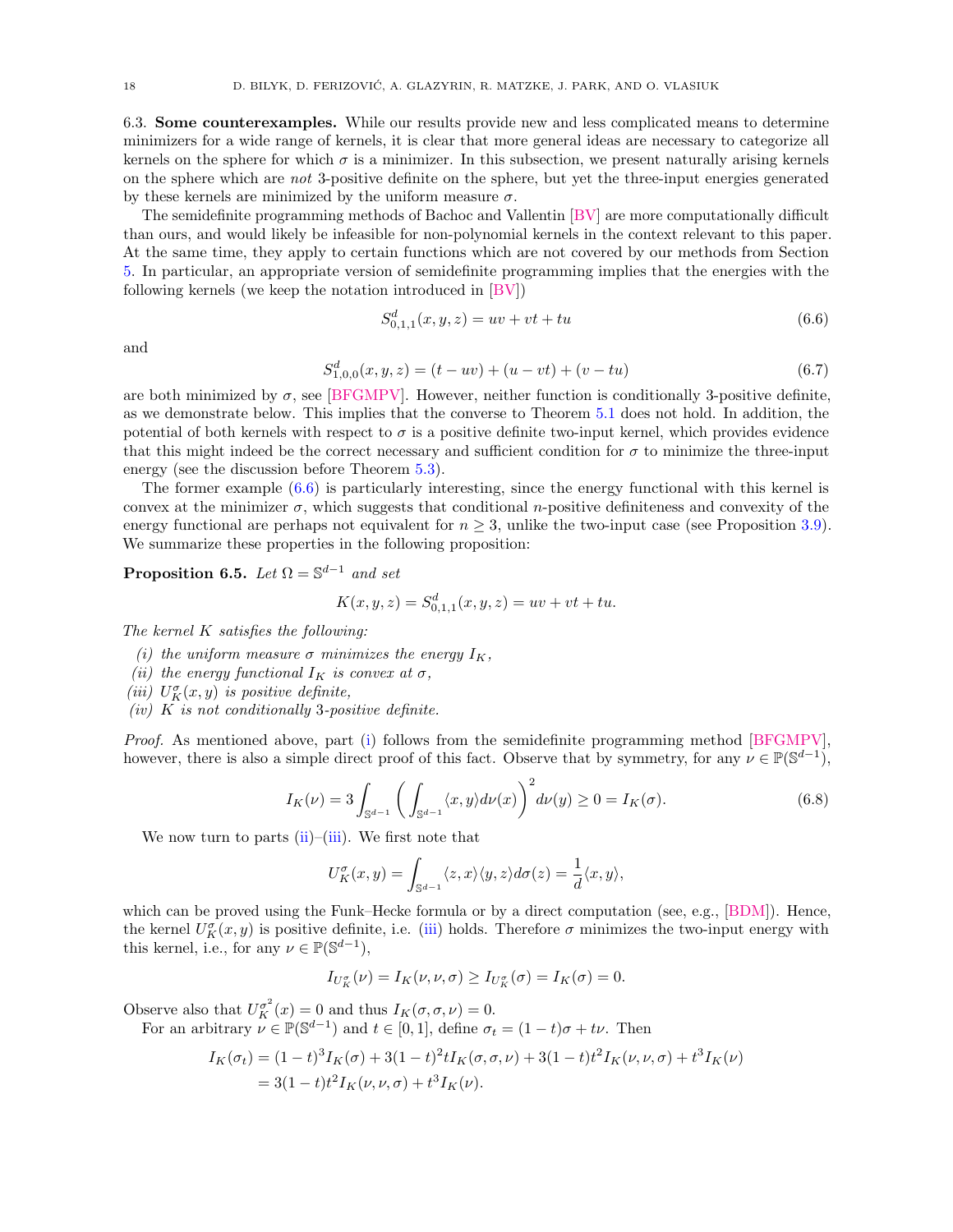### 6.3. Some counterexamples.

**6.3. Some counterexamples.** While our results provide new and less complicated means to determine minimizers for a wide range of kernels, it is clear that more general ideas are necessary to categorize all kernels on the sphere for which $\sigma$ is a minimizer. In this subsection, we present naturally arising kernels on the sphere which are *not* 3-positive definite on the sphere, but yet the three-input energies generated by these kernels are minimized by the uniform measure $\sigma$.

The semidefinite programming methods of Bachoc and Vallentin [BV] are more computationally difficult than ours, and would likely be infeasible for non-polynomial kernels in the context relevant to this paper. At the same time, they apply to certain functions which are not covered by our methods from Section 5. In particular, an appropriate version of semidefinite programming implies that the energies with the following kernels (we keep the notation introduced in [BV])

$$S^d_{0,1,1}(x,y,z) = uv + vt + tu \tag{6.6}$$

and

$$S^d_{1,0,0}(x,y,z) = (t - uv) + (u - vt) + (v - tu) \tag{6.7}$$

are both minimized by $\sigma$, see [BFGMPV]. However, neither function is conditionally 3-positive definite, as we demonstrate below. This implies that the converse to Theorem 5.1 does not hold. In addition, the potential of both kernels with respect to $\sigma$ is a positive definite two-input kernel, which provides evidence that this might indeed be the correct necessary and sufficient condition for $\sigma$ to minimize the three-input energy (see the discussion before Theorem 5.3).

The former example (6.6) is particularly interesting, since the energy functional with this kernel is convex at the minimizer $\sigma$, which suggests that conditional $n$-positive definiteness and convexity of the energy functional are perhaps not equivalent for $n \geq 3$, unlike the two-input case (see Proposition 3.9). We summarize these properties in the following proposition:

**Proposition 6.5.** *Let $\Omega = \mathbb{S}^{d-1}$ and set*

$$K(x,y,z) = S^d_{0,1,1}(x,y,z) = uv + vt + tu.$$

*The kernel $K$ satisfies the following:*

*(i) the uniform measure $\sigma$ minimizes the energy $I_K$,*
*(ii) the energy functional $I_K$ is convex at $\sigma$,*
*(iii) $U^\sigma_K(x,y)$ is positive definite,*
*(iv) $K$ is not conditionally 3-positive definite.*

*Proof.* As mentioned above, part (i) follows from the semidefinite programming method [BFGMPV], however, there is also a simple direct proof of this fact. Observe that by symmetry, for any $\nu \in \mathbb{P}(\mathbb{S}^{d-1})$,

$$I_K(\nu) = 3 \int_{\mathbb{S}^{d-1}} \left( \int_{\mathbb{S}^{d-1}} \langle x, y \rangle d\nu(x) \right)^2 d\nu(y) \geq 0 = I_K(\sigma). \tag{6.8}$$

We now turn to parts (ii)–(iii). We first note that

$$U^\sigma_K(x,y) = \int_{\mathbb{S}^{d-1}} \langle z, x \rangle \langle y, z \rangle d\sigma(z) = \frac{1}{d} \langle x, y \rangle,$$

which can be proved using the Funk–Hecke formula or by a direct computation (see, e.g., [BDM]). Hence, the kernel $U^\sigma_K(x,y)$ is positive definite, i.e. (iii) holds. Therefore $\sigma$ minimizes the two-input energy with this kernel, i.e., for any $\nu \in \mathbb{P}(\mathbb{S}^{d-1})$,

$$I_{U^\sigma_K}(\nu) = I_K(\nu, \nu, \sigma) \geq I_{U^\sigma_K}(\sigma) = I_K(\sigma) = 0.$$

Observe also that $U^{\sigma^2}_K(x) = 0$ and thus $I_K(\sigma, \sigma, \nu) = 0$.

For an arbitrary $\nu \in \mathbb{P}(\mathbb{S}^{d-1})$ and $t \in [0,1]$, define $\sigma_t = (1-t)\sigma + t\nu$. Then

$$\begin{aligned} I_K(\sigma_t) &= (1-t)^3 I_K(\sigma) + 3(1-t)^2 t I_K(\sigma, \sigma, \nu) + 3(1-t)t^2 I_K(\nu, \nu, \sigma) + t^3 I_K(\nu) \\ &= 3(1-t)t^2 I_K(\nu, \nu, \sigma) + t^3 I_K(\nu). \end{aligned}$$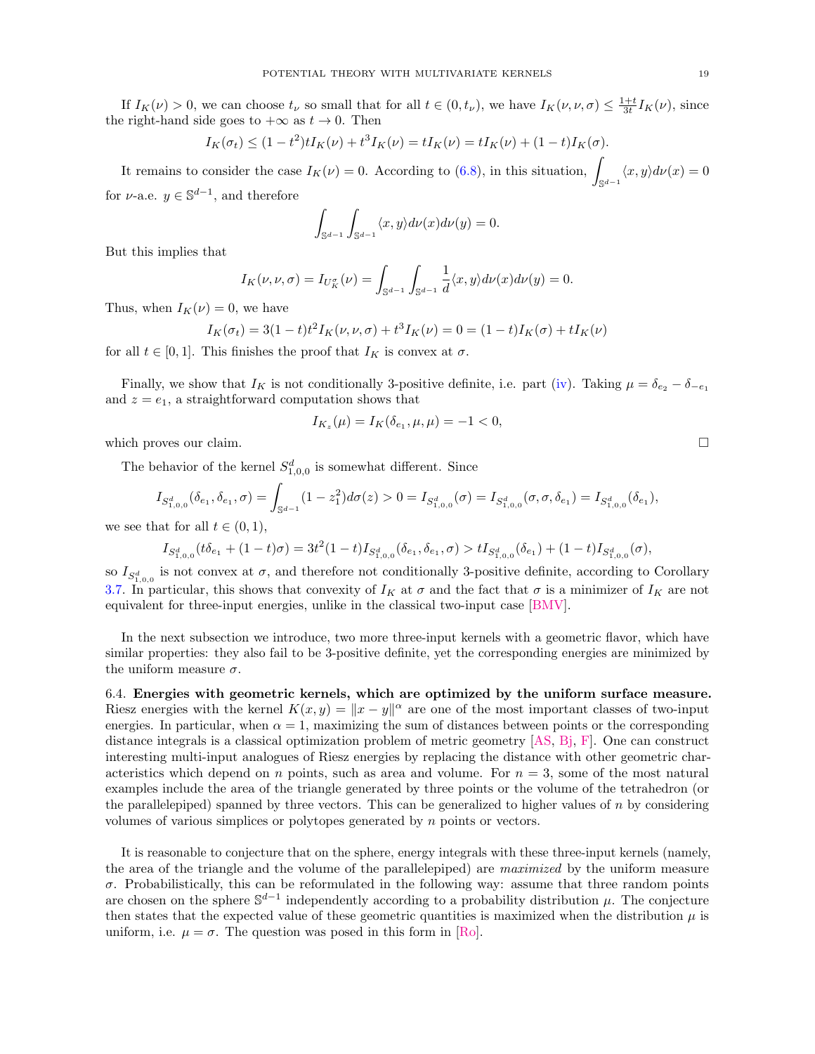If $I_K(\nu) > 0$, we can choose $t_\nu$ so small that for all $t \in (0, t_\nu)$, we have $I_K(\nu, \nu, \sigma) \leq \frac{1+t}{3t} I_K(\nu)$, since the right-hand side goes to $+\infty$ as $t \to 0$. Then

$$I_K(\sigma_t) \leq (1 - t^2)tI_K(\nu) + t^3 I_K(\nu) = tI_K(\nu) = tI_K(\nu) + (1 - t)I_K(\sigma).$$

It remains to consider the case $I_K(\nu) = 0$. According to (6.8), in this situation, $\displaystyle\int_{\mathbb{S}^{d-1}} \langle x, y\rangle d\nu(x) = 0$ for $\nu$-a.e. $y \in \mathbb{S}^{d-1}$, and therefore

$$\int_{\mathbb{S}^{d-1}} \int_{\mathbb{S}^{d-1}} \langle x, y\rangle d\nu(x) d\nu(y) = 0.$$

But this implies that

$$I_K(\nu, \nu, \sigma) = I_{U_K^\sigma}(\nu) = \int_{\mathbb{S}^{d-1}} \int_{\mathbb{S}^{d-1}} \frac{1}{d} \langle x, y\rangle d\nu(x) d\nu(y) = 0.$$

Thus, when $I_K(\nu) = 0$, we have

$$I_K(\sigma_t) = 3(1 - t)t^2 I_K(\nu, \nu, \sigma) + t^3 I_K(\nu) = 0 = (1 - t)I_K(\sigma) + tI_K(\nu)$$

for all $t \in [0, 1]$. This finishes the proof that $I_K$ is convex at $\sigma$.

Finally, we show that $I_K$ is not conditionally 3-positive definite, i.e. part (iv). Taking $\mu = \delta_{e_2} - \delta_{-e_1}$ and $z = e_1$, a straightforward computation shows that

$$I_{K_z}(\mu) = I_K(\delta_{e_1}, \mu, \mu) = -1 < 0,$$

which proves our claim. □

The behavior of the kernel $S^d_{1,0,0}$ is somewhat different. Since

$$I_{S^d_{1,0,0}}(\delta_{e_1}, \delta_{e_1}, \sigma) = \int_{\mathbb{S}^{d-1}} (1 - z_1^2) d\sigma(z) > 0 = I_{S^d_{1,0,0}}(\sigma) = I_{S^d_{1,0,0}}(\sigma, \sigma, \delta_{e_1}) = I_{S^d_{1,0,0}}(\delta_{e_1}),$$

we see that for all $t \in (0, 1)$,

$$I_{S^d_{1,0,0}}(t\delta_{e_1} + (1 - t)\sigma) = 3t^2(1 - t)I_{S^d_{1,0,0}}(\delta_{e_1}, \delta_{e_1}, \sigma) > tI_{S^d_{1,0,0}}(\delta_{e_1}) + (1 - t)I_{S^d_{1,0,0}}(\sigma),$$

so $I_{S^d_{1,0,0}}$ is not convex at $\sigma$, and therefore not conditionally 3-positive definite, according to Corollary 3.7. In particular, this shows that convexity of $I_K$ at $\sigma$ and the fact that $\sigma$ is a minimizer of $I_K$ are not equivalent for three-input energies, unlike in the classical two-input case [BMV].

In the next subsection we introduce, two more three-input kernels with a geometric flavor, which have similar properties: they also fail to be 3-positive definite, yet the corresponding energies are minimized by the uniform measure $\sigma$.

6.4. **Energies with geometric kernels, which are optimized by the uniform surface measure.** Riesz energies with the kernel $K(x, y) = \|x - y\|^\alpha$ are one of the most important classes of two-input energies. In particular, when $\alpha = 1$, maximizing the sum of distances between points or the corresponding distance integrals is a classical optimization problem of metric geometry [AS, Bj, F]. One can construct interesting multi-input analogues of Riesz energies by replacing the distance with other geometric characteristics which depend on $n$ points, such as area and volume. For $n = 3$, some of the most natural examples include the area of the triangle generated by three points or the volume of the tetrahedron (or the parallelepiped) spanned by three vectors. This can be generalized to higher values of $n$ by considering volumes of various simplices or polytopes generated by $n$ points or vectors.

It is reasonable to conjecture that on the sphere, energy integrals with these three-input kernels (namely, the area of the triangle and the volume of the parallelepiped) are *maximized* by the uniform measure $\sigma$. Probabilistically, this can be reformulated in the following way: assume that three random points are chosen on the sphere $\mathbb{S}^{d-1}$ independently according to a probability distribution $\mu$. The conjecture then states that the expected value of these geometric quantities is maximized when the distribution $\mu$ is uniform, i.e. $\mu = \sigma$. The question was posed in this form in [Ro].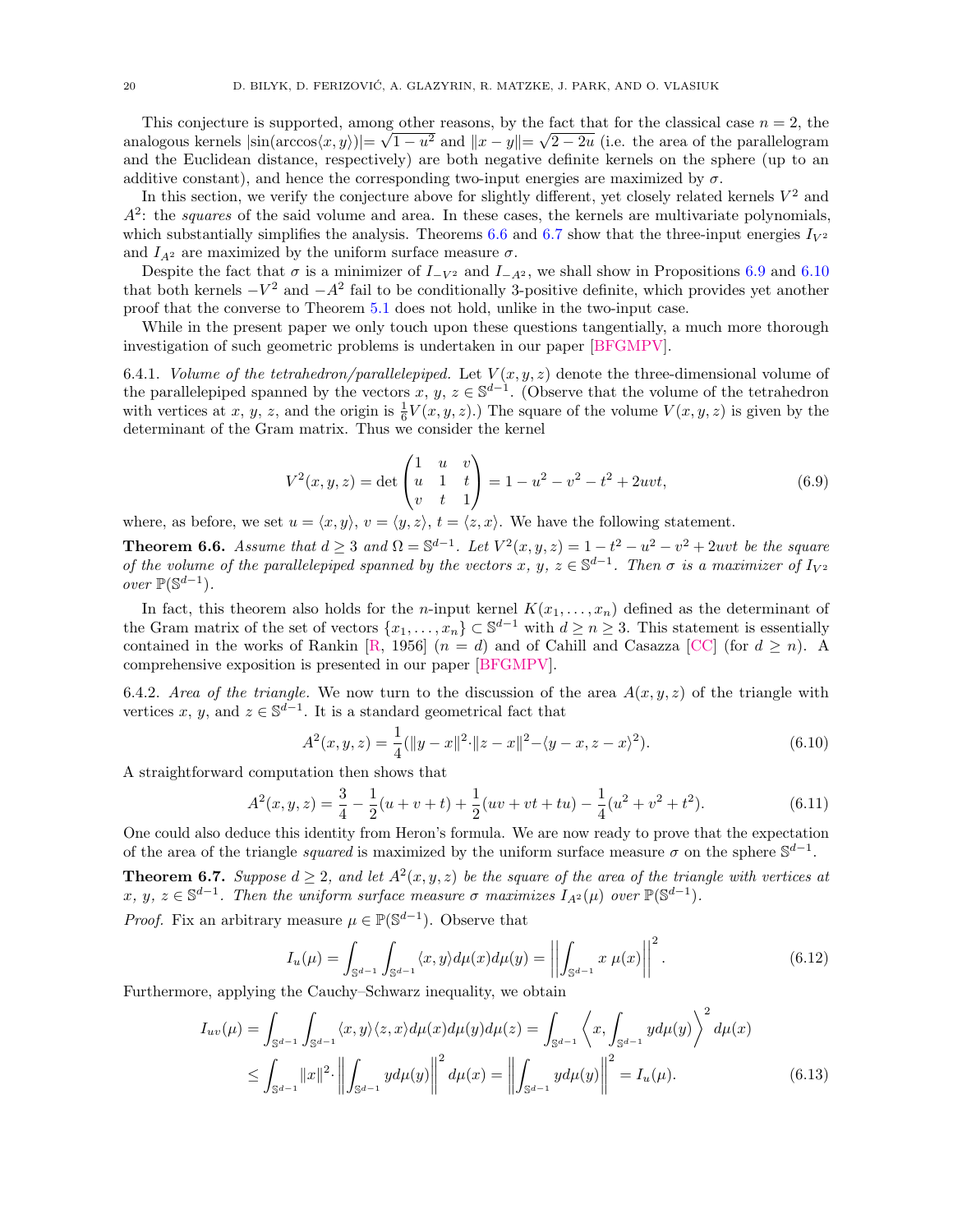This conjecture is supported, among other reasons, by the fact that for the classical case $n = 2$, the analogous kernels $|\sin(\arccos\langle x, y\rangle)| = \sqrt{1-u^2}$ and $\|x - y\| = \sqrt{2-2u}$ (i.e. the area of the parallelogram and the Euclidean distance, respectively) are both negative definite kernels on the sphere (up to an additive constant), and hence the corresponding two-input energies are maximized by $\sigma$.

In this section, we verify the conjecture above for slightly different, yet closely related kernels $V^2$ and $A^2$: the *squares* of the said volume and area. In these cases, the kernels are multivariate polynomials, which substantially simplifies the analysis. Theorems 6.6 and 6.7 show that the three-input energies $I_{V^2}$ and $I_{A^2}$ are maximized by the uniform surface measure $\sigma$.

Despite the fact that $\sigma$ is a minimizer of $I_{-V^2}$ and $I_{-A^2}$, we shall show in Propositions 6.9 and 6.10 that both kernels $-V^2$ and $-A^2$ fail to be conditionally 3-positive definite, which provides yet another proof that the converse to Theorem 5.1 does not hold, unlike in the two-input case.

While in the present paper we only touch upon these questions tangentially, a much more thorough investigation of such geometric problems is undertaken in our paper [BFGMPV].

6.4.1. *Volume of the tetrahedron/parallelepiped.* Let $V(x, y, z)$ denote the three-dimensional volume of the parallelepiped spanned by the vectors $x$, $y$, $z \in \mathbb{S}^{d-1}$. (Observe that the volume of the tetrahedron with vertices at $x$, $y$, $z$, and the origin is $\frac{1}{6}V(x, y, z)$.) The square of the volume $V(x, y, z)$ is given by the determinant of the Gram matrix. Thus we consider the kernel

$$V^2(x, y, z) = \det \begin{pmatrix} 1 & u & v \\ u & 1 & t \\ v & t & 1 \end{pmatrix} = 1 - u^2 - v^2 - t^2 + 2uvt, \tag{6.9}$$

where, as before, we set $u = \langle x, y\rangle$, $v = \langle y, z\rangle$, $t = \langle z, x\rangle$. We have the following statement.

**Theorem 6.6.** *Assume that $d \geq 3$ and $\Omega = \mathbb{S}^{d-1}$. Let $V^2(x, y, z) = 1 - t^2 - u^2 - v^2 + 2uvt$ be the square of the volume of the parallelepiped spanned by the vectors $x$, $y$, $z \in \mathbb{S}^{d-1}$. Then $\sigma$ is a maximizer of $I_{V^2}$ over $\mathbb{P}(\mathbb{S}^{d-1})$.*

In fact, this theorem also holds for the $n$-input kernel $K(x_1, \dots, x_n)$ defined as the determinant of the Gram matrix of the set of vectors $\{x_1, \dots, x_n\} \subset \mathbb{S}^{d-1}$ with $d \geq n \geq 3$. This statement is essentially contained in the works of Rankin [R, 1956] ($n = d$) and of Cahill and Casazza [CC] (for $d \geq n$). A comprehensive exposition is presented in our paper [BFGMPV].

6.4.2. *Area of the triangle.* We now turn to the discussion of the area $A(x, y, z)$ of the triangle with vertices $x$, $y$, and $z \in \mathbb{S}^{d-1}$. It is a standard geometrical fact that

$$A^2(x, y, z) = \frac{1}{4}(\|y - x\|^2 \cdot \|z - x\|^2 - \langle y - x, z - x\rangle^2). \tag{6.10}$$

A straightforward computation then shows that

$$A^2(x, y, z) = \frac{3}{4} - \frac{1}{2}(u + v + t) + \frac{1}{2}(uv + vt + tu) - \frac{1}{4}(u^2 + v^2 + t^2). \tag{6.11}$$

One could also deduce this identity from Heron's formula. We are now ready to prove that the expectation of the area of the triangle *squared* is maximized by the uniform surface measure $\sigma$ on the sphere $\mathbb{S}^{d-1}$.

**Theorem 6.7.** *Suppose $d \geq 2$, and let $A^2(x, y, z)$ be the square of the area of the triangle with vertices at $x$, $y$, $z \in \mathbb{S}^{d-1}$. Then the uniform surface measure $\sigma$ maximizes $I_{A^2}(\mu)$ over $\mathbb{P}(\mathbb{S}^{d-1})$.*

*Proof.* Fix an arbitrary measure $\mu \in \mathbb{P}(\mathbb{S}^{d-1})$. Observe that

$$I_u(\mu) = \int_{\mathbb{S}^{d-1}} \int_{\mathbb{S}^{d-1}} \langle x, y\rangle d\mu(x) d\mu(y) = \left\| \int_{\mathbb{S}^{d-1}} x \; \mu(x) \right\|^2. \tag{6.12}$$

Furthermore, applying the Cauchy–Schwarz inequality, we obtain

$$\begin{aligned} I_{uv}(\mu) &= \int_{\mathbb{S}^{d-1}} \int_{\mathbb{S}^{d-1}} \langle x, y\rangle \langle z, x\rangle d\mu(x) d\mu(y) d\mu(z) = \int_{\mathbb{S}^{d-1}} \left\langle x, \int_{\mathbb{S}^{d-1}} y d\mu(y) \right\rangle^2 d\mu(x) \\ &\leq \int_{\mathbb{S}^{d-1}} \|x\|^2 \cdot \left\| \int_{\mathbb{S}^{d-1}} y d\mu(y) \right\|^2 d\mu(x) = \left\| \int_{\mathbb{S}^{d-1}} y d\mu(y) \right\|^2 = I_u(\mu). \end{aligned} \tag{6.13}$$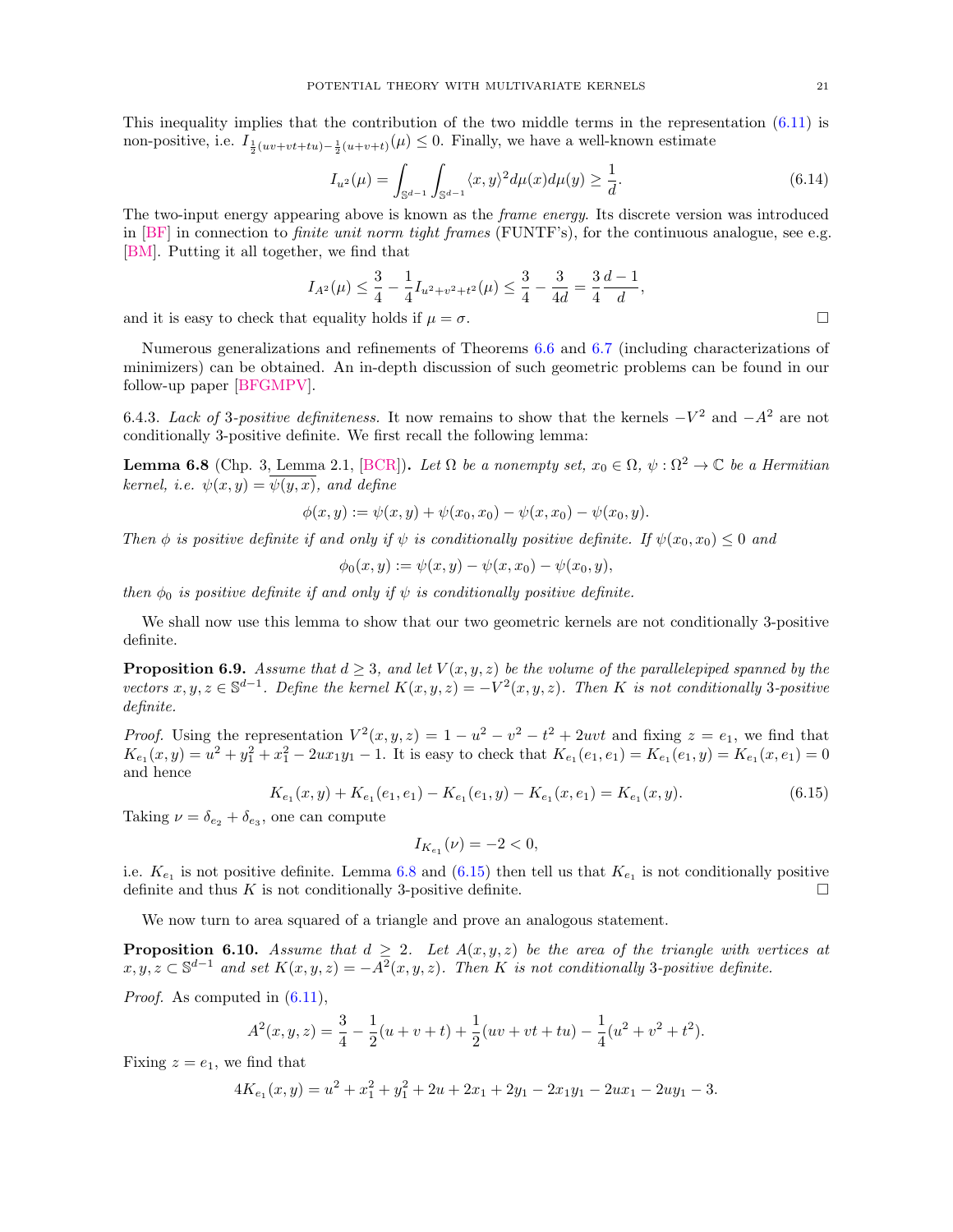This inequality implies that the contribution of the two middle terms in the representation (6.11) is non-positive, i.e. $I_{\frac{1}{2}(uv+vt+tu)-\frac{1}{2}(u+v+t)}(\mu) \leq 0$. Finally, we have a well-known estimate

$$I_{u^2}(\mu) = \int_{\mathbb{S}^{d-1}} \int_{\mathbb{S}^{d-1}} \langle x, y\rangle^2 d\mu(x) d\mu(y) \geq \frac{1}{d}. \tag{6.14}$$

The two-input energy appearing above is known as the *frame energy*. Its discrete version was introduced in [BF] in connection to *finite unit norm tight frames* (FUNTF's), for the continuous analogue, see e.g. [BM]. Putting it all together, we find that

$$I_{A^2}(\mu) \leq \frac{3}{4} - \frac{1}{4} I_{u^2+v^2+t^2}(\mu) \leq \frac{3}{4} - \frac{3}{4d} = \frac{3}{4}\frac{d-1}{d},$$

and it is easy to check that equality holds if $\mu = \sigma$. □

Numerous generalizations and refinements of Theorems 6.6 and 6.7 (including characterizations of minimizers) can be obtained. An in-depth discussion of such geometric problems can be found in our follow-up paper [BFGMPV].

6.4.3. *Lack of* 3*-positive definiteness.* It now remains to show that the kernels $-V^2$ and $-A^2$ are not conditionally 3-positive definite. We first recall the following lemma:

**Lemma 6.8** (Chp. 3, Lemma 2.1, [BCR])**.** *Let $\Omega$ be a nonempty set, $x_0 \in \Omega$, $\psi : \Omega^2 \to \mathbb{C}$ be a Hermitian kernel, i.e. $\psi(x,y) = \overline{\psi(y,x)}$, and define*

$$\phi(x,y) := \psi(x,y) + \psi(x_0,x_0) - \psi(x,x_0) - \psi(x_0,y).$$

*Then $\phi$ is positive definite if and only if $\psi$ is conditionally positive definite. If $\psi(x_0,x_0) \leq 0$ and*

$$\phi_0(x,y) := \psi(x,y) - \psi(x,x_0) - \psi(x_0,y),$$

*then $\phi_0$ is positive definite if and only if $\psi$ is conditionally positive definite.*

We shall now use this lemma to show that our two geometric kernels are not conditionally 3-positive definite.

**Proposition 6.9.** *Assume that $d \geq 3$, and let $V(x,y,z)$ be the volume of the parallelepiped spanned by the vectors $x,y,z \in \mathbb{S}^{d-1}$. Define the kernel $K(x,y,z) = -V^2(x,y,z)$. Then $K$ is not conditionally 3-positive definite.*

*Proof.* Using the representation $V^2(x,y,z) = 1 - u^2 - v^2 - t^2 + 2uvt$ and fixing $z = e_1$, we find that $K_{e_1}(x,y) = u^2 + y_1^2 + x_1^2 - 2ux_1y_1 - 1$. It is easy to check that $K_{e_1}(e_1,e_1) = K_{e_1}(e_1,y) = K_{e_1}(x,e_1) = 0$ and hence

$$K_{e_1}(x,y) + K_{e_1}(e_1,e_1) - K_{e_1}(e_1,y) - K_{e_1}(x,e_1) = K_{e_1}(x,y). \tag{6.15}$$

Taking $\nu = \delta_{e_2} + \delta_{e_3}$, one can compute

$$I_{K_{e_1}}(\nu) = -2 < 0,$$

i.e. $K_{e_1}$ is not positive definite. Lemma 6.8 and (6.15) then tell us that $K_{e_1}$ is not conditionally positive definite and thus $K$ is not conditionally 3-positive definite. □

We now turn to area squared of a triangle and prove an analogous statement.

**Proposition 6.10.** *Assume that $d \geq 2$. Let $A(x,y,z)$ be the area of the triangle with vertices at $x,y,z \subset \mathbb{S}^{d-1}$ and set $K(x,y,z) = -A^2(x,y,z)$. Then $K$ is not conditionally 3-positive definite.*

*Proof.* As computed in (6.11),

$$A^2(x,y,z) = \frac{3}{4} - \frac{1}{2}(u+v+t) + \frac{1}{2}(uv+vt+tu) - \frac{1}{4}(u^2+v^2+t^2).$$

Fixing $z = e_1$, we find that

$$4K_{e_1}(x,y) = u^2 + x_1^2 + y_1^2 + 2u + 2x_1 + 2y_1 - 2x_1y_1 - 2ux_1 - 2uy_1 - 3.$$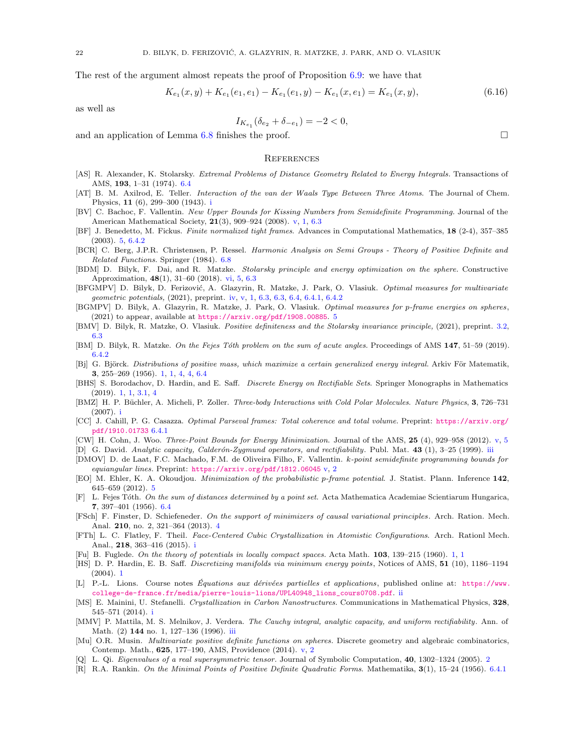The rest of the argument almost repeats the proof of Proposition 6.9: we have that

$$K_{e_1}(x,y) + K_{e_1}(e_1,e_1) - K_{e_1}(e_1,y) - K_{e_1}(x,e_1) = K_{e_1}(x,y), \tag{6.16}$$

as well as

$$I_{K_{e_1}}(\delta_{e_2} + \delta_{-e_1}) = -2 < 0,$$

and an application of Lemma 6.8 finishes the proof. □

## References

[AS] R. Alexander, K. Stolarsky. *Extremal Problems of Distance Geometry Related to Energy Integrals.* Transactions of AMS, **193**, 1–31 (1974). 6.4

[AT] B. M. Axilrod, E. Teller. *Interaction of the van der Waals Type Between Three Atoms.* The Journal of Chem. Physics, **11** (6), 299–300 (1943). i

[BV] C. Bachoc, F. Vallentin. *New Upper Bounds for Kissing Numbers from Semidefinite Programming.* Journal of the American Mathematical Society, **21**(3), 909–924 (2008). v, 1, 6.3

[BF] J. Benedetto, M. Fickus. *Finite normalized tight frames.* Advances in Computational Mathematics, **18** (2-4), 357–385 (2003). 5, 6.4.2

[BCR] C. Berg, J.P.R. Christensen, P. Ressel. *Harmonic Analysis on Semi Groups - Theory of Positive Definite and Related Functions.* Springer (1984). 6.8

[BDM] D. Bilyk, F. Dai, and R. Matzke. *Stolarsky principle and energy optimization on the sphere.* Constructive Approximation, **48**(1), 31–60 (2018). vi, 5, 6.3

[BFGMPV] D. Bilyk, D. Ferizović, A. Glazyrin, R. Matzke, J. Park, O. Vlasiuk. *Optimal measures for multivariate geometric potentials,* (2021), preprint. iv, v, 1, 6.3, 6.3, 6.4, 6.4.1, 6.4.2

[BGMPV] D. Bilyk, A. Glazyrin, R. Matzke, J. Park, O. Vlasiuk. *Optimal measures for p-frame energies on spheres*, (2021) to appear, available at https://arxiv.org/pdf/1908.00885. 5

[BMV] D. Bilyk, R. Matzke, O. Vlasiuk. *Positive definiteness and the Stolarsky invariance principle,* (2021), preprint. 3.2, 6.3

[BM] D. Bilyk, R. Matzke. *On the Fejes Tóth problem on the sum of acute angles.* Proceedings of AMS **147**, 51–59 (2019). 6.4.2

[Bj] G. Björck. *Distributions of positive mass, which maximize a certain generalized energy integral.* Arkiv För Matematik, **3**, 255–269 (1956). 1, 1, 4, 4, 6.4

[BHS] S. Borodachov, D. Hardin, and E. Saff. *Discrete Energy on Rectifiable Sets.* Springer Monographs in Mathematics (2019). 1, 1, 3.1, 4

[BMZ] H. P. Büchler, A. Micheli, P. Zoller. *Three-body Interactions with Cold Polar Molecules. Nature Physics*, **3**, 726–731 (2007). i

[CC] J. Cahill, P. G. Casazza. *Optimal Parseval frames: Total coherence and total volume.* Preprint: https://arxiv.org/pdf/1910.01733 6.4.1

[CW] H. Cohn, J. Woo. *Three-Point Bounds for Energy Minimization.* Journal of the AMS, **25** (4), 929–958 (2012). v, 5

[D] G. David. *Analytic capacity, Calderón-Zygmund operators, and rectifiability.* Publ. Mat. **43** (1), 3–25 (1999). iii

[DMOV] D. de Laat, F.C. Machado, F.M. de Oliveira Filho, F. Vallentin. *k-point semidefinite programming bounds for equiangular lines.* Preprint: https://arxiv.org/pdf/1812.06045 v, 2

[EO] M. Ehler, K. A. Okoudjou. *Minimization of the probabilistic p-frame potential.* J. Statist. Plann. Inference **142**, 645–659 (2012). 5

[F] L. Fejes Tóth. *On the sum of distances determined by a point set.* Acta Mathematica Academiae Scientiarum Hungarica, **7**, 397–401 (1956). 6.4

[FSch] F. Finster, D. Schiefeneder. *On the support of minimizers of causal variational principles*. Arch. Ration. Mech. Anal. **210**, no. 2, 321–364 (2013). 4

[FTh] L. C. Flatley, F. Theil. *Face-Centered Cubic Crystallization in Atomistic Configurations.* Arch. Rationl Mech. Anal., **218**, 363–416 (2015). i

[Fu] B. Fuglede. *On the theory of potentials in locally compact spaces.* Acta Math. **103**, 139–215 (1960). 1, 1

[HS] D. P. Hardin, E. B. Saff. *Discretizing manifolds via minimum energy points*, Notices of AMS, **51** (10), 1186–1194 (2004). 1

[L] P.-L. Lions. Course notes *Équations aux dérivées partielles et applications*, published online at: https://www.college-de-france.fr/media/pierre-louis-lions/UPL40948_lions_cours0708.pdf. ii

[MS] E. Mainini, U. Stefanelli. *Crystallization in Carbon Nanostructures.* Communications in Mathematical Physics, **328**, 545–571 (2014). i

[MMV] P. Mattila, M. S. Melnikov, J. Verdera. *The Cauchy integral, analytic capacity, and uniform rectifiability*. Ann. of Math. (2) **144** no. 1, 127–136 (1996). iii

[Mu] O.R. Musin. *Multivariate positive definite functions on spheres.* Discrete geometry and algebraic combinatorics, Contemp. Math., **625**, 177–190, AMS, Providence (2014). v, 2

[Q] L. Qi. *Eigenvalues of a real supersymmetric tensor.* Journal of Symbolic Computation, **40**, 1302–1324 (2005). 2

[R] R.A. Rankin. *On the Minimal Points of Positive Definite Quadratic Forms*. Mathematika, **3**(1), 15–24 (1956). 6.4.1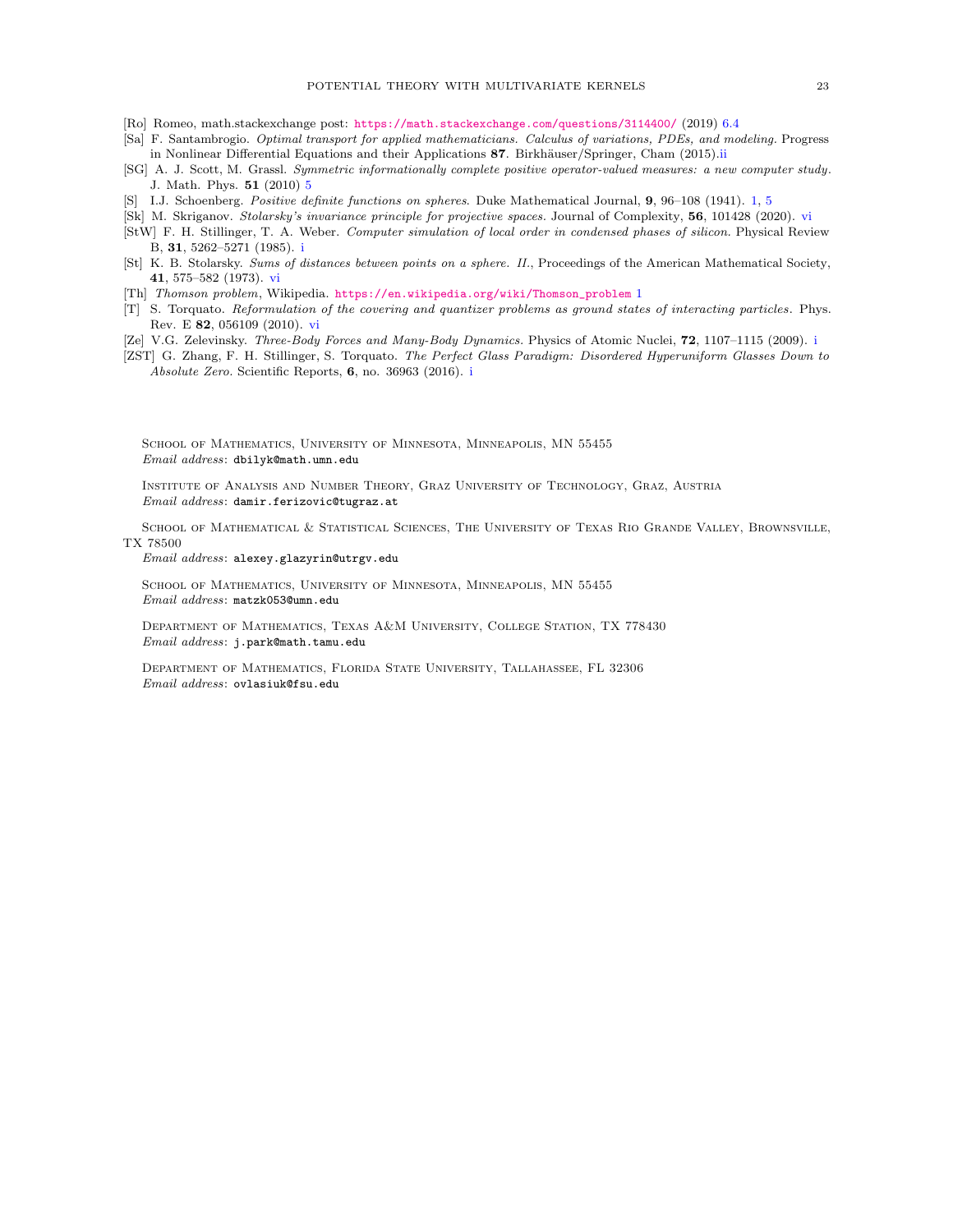- [Ro] Romeo, math.stackexchange post: https://math.stackexchange.com/questions/3114400/ (2019) 6.4
- [Sa] F. Santambrogio. *Optimal transport for applied mathematicians. Calculus of variations, PDEs, and modeling.* Progress in Nonlinear Differential Equations and their Applications **87**. Birkhäuser/Springer, Cham (2015).ii
- [SG] A. J. Scott, M. Grassl. *Symmetric informationally complete positive operator-valued measures: a new computer study.* J. Math. Phys. **51** (2010) 5
- [S] I.J. Schoenberg. *Positive definite functions on spheres.* Duke Mathematical Journal, **9**, 96–108 (1941). 1, 5
- [Sk] M. Skriganov. *Stolarsky's invariance principle for projective spaces.* Journal of Complexity, **56**, 101428 (2020). vi
- [StW] F. H. Stillinger, T. A. Weber. *Computer simulation of local order in condensed phases of silicon.* Physical Review B, **31**, 5262–5271 (1985). i
- [St] K. B. Stolarsky. *Sums of distances between points on a sphere. II.*, Proceedings of the American Mathematical Society, **41**, 575–582 (1973). vi
- [Th] *Thomson problem*, Wikipedia. https://en.wikipedia.org/wiki/Thomson_problem 1
- [T] S. Torquato. *Reformulation of the covering and quantizer problems as ground states of interacting particles.* Phys. Rev. E **82**, 056109 (2010). vi
- [Ze] V.G. Zelevinsky. *Three-Body Forces and Many-Body Dynamics.* Physics of Atomic Nuclei, **72**, 1107–1115 (2009). i
- [ZST] G. Zhang, F. H. Stillinger, S. Torquato. *The Perfect Glass Paradigm: Disordered Hyperuniform Glasses Down to Absolute Zero.* Scientific Reports, **6**, no. 36963 (2016). i

School of Mathematics, University of Minnesota, Minneapolis, MN 55455
*Email address*: dbilyk@math.umn.edu

Institute of Analysis and Number Theory, Graz University of Technology, Graz, Austria
*Email address*: damir.ferizovic@tugraz.at

School of Mathematical & Statistical Sciences, The University of Texas Rio Grande Valley, Brownsville, TX 78500
*Email address*: alexey.glazyrin@utrgv.edu

School of Mathematics, University of Minnesota, Minneapolis, MN 55455
*Email address*: matzk053@umn.edu

Department of Mathematics, Texas A&M University, College Station, TX 778430
*Email address*: j.park@math.tamu.edu

Department of Mathematics, Florida State University, Tallahassee, FL 32306
*Email address*: ovlasiuk@fsu.edu